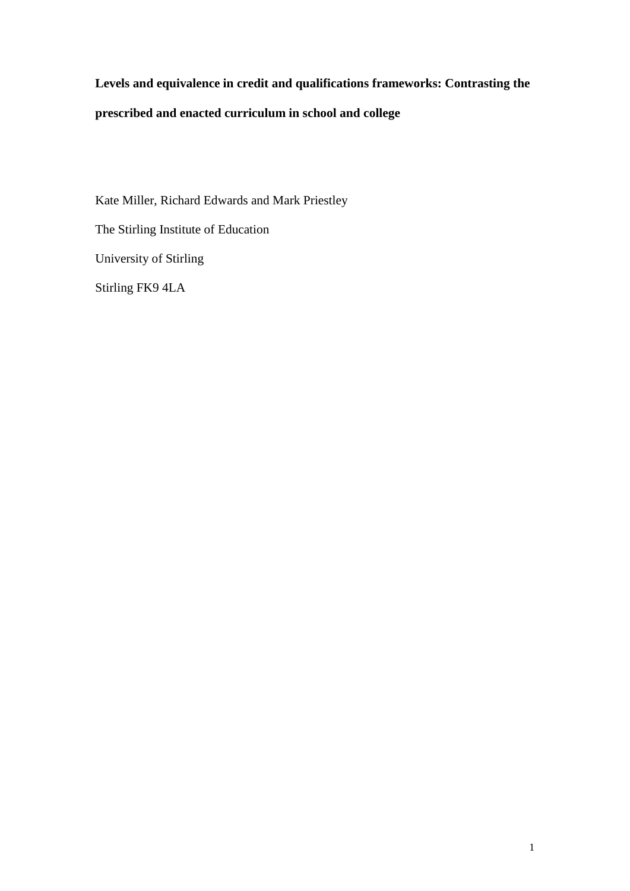# Levels and equivalence in credit and qualifications frameworks: Contrasting the prescribed and enacted curriculum in school and college

Kate Miller, Richard Edwards and Mark Priestley

The Stirling Institute of Education

University of Stirling

Stirling FK9 4LA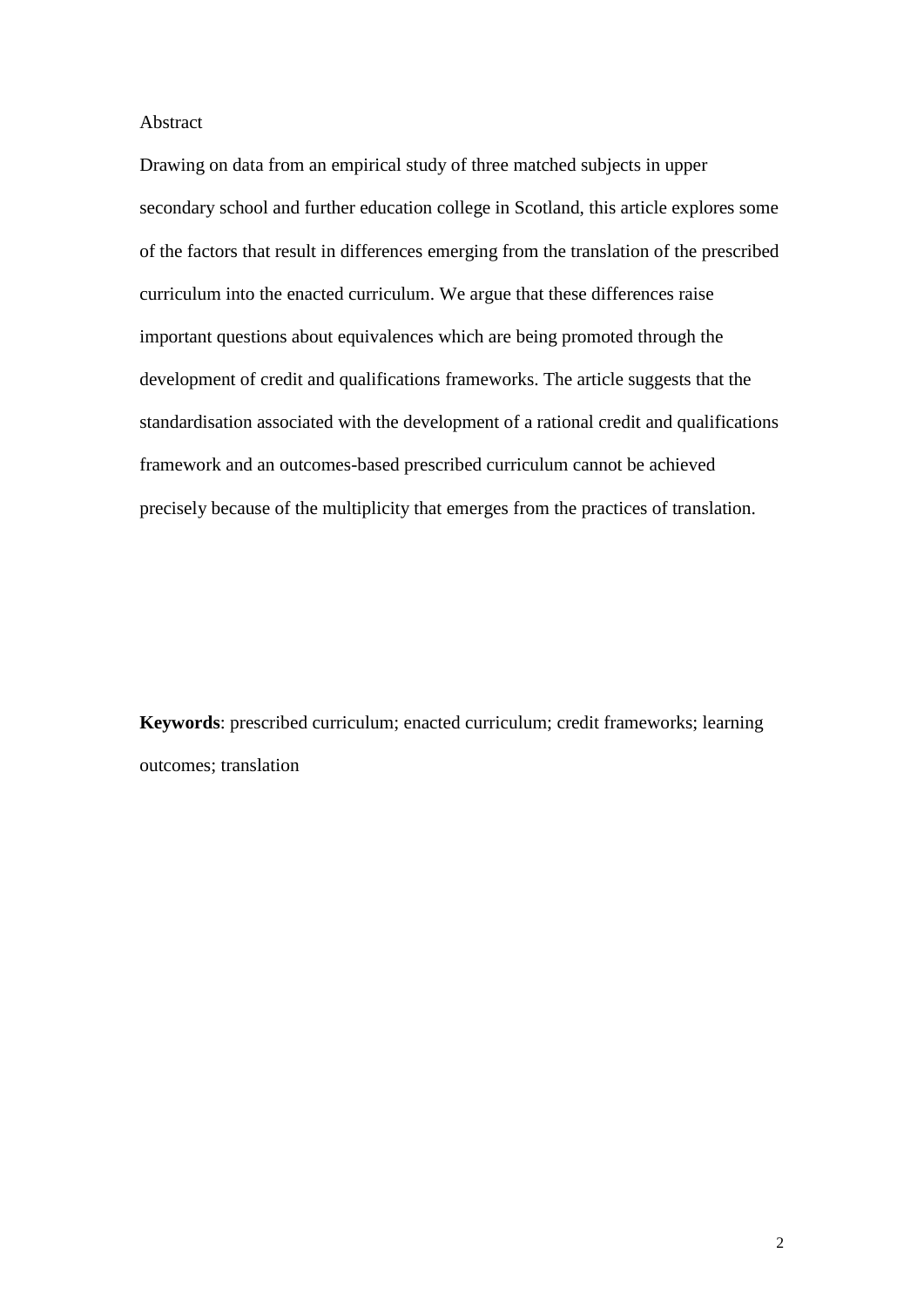## Abstract

Drawing on data from an empirical study of three matched subjects in upper secondary school and further education college in Scotland, this article explores some of the factors that result in differences emerging from the translation of the prescribed curriculum into the enacted curriculum. We argue that these differences raise important questions about equivalences which are being promoted through the development of credit and qualifications frameworks. The article suggests that the standardisation associated with the development of a rational credit and qualifications framework and an outcomes-based prescribed curriculum cannot be achieved precisely because of the multiplicity that emerges from the practices of translation.

**Keywords**: prescribed curriculum; enacted curriculum; credit frameworks; learning outcomes; translation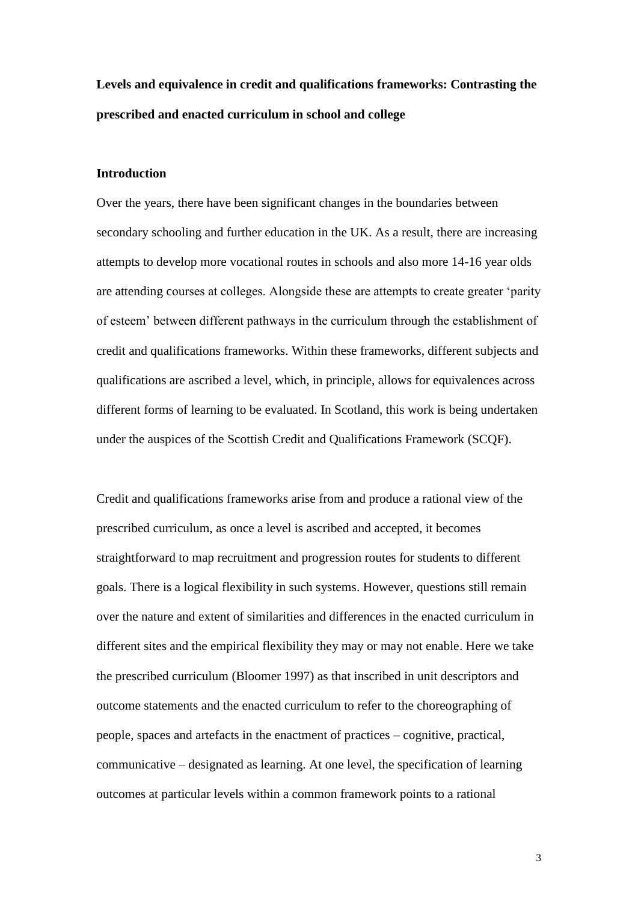**Levels and equivalence in credit and qualifications frameworks: Contrasting the prescribed and enacted curriculum in school and college**

## Introduction

Over the years, there have been significant changes in the boundaries between secondary schooling and further education in the UK. As a result, there are increasing attempts to develop more vocational routes in schools and also more 14-16 year olds are attending courses at colleges. Alongside these are attempts to create greater 'parity of esteem' between different pathways in the curriculum through the establishment of credit and qualifications frameworks. Within these frameworks, different subjects and qualifications are ascribed a level, which, in principle, allows for equivalences across different forms of learning to be evaluated. In Scotland, this work is being undertaken under the auspices of the Scottish Credit and Qualifications Framework (SCQF).

Credit and qualifications frameworks arise from and produce a rational view of the prescribed curriculum, as once a level is ascribed and accepted, it becomes straightforward to map recruitment and progression routes for students to different goals. There is a logical flexibility in such systems. However, questions still remain over the nature and extent of similarities and differences in the enacted curriculum in different sites and the empirical flexibility they may or may not enable. Here we take the prescribed curriculum (Bloomer 1997) as that inscribed in unit descriptors and outcome statements and the enacted curriculum to refer to the choreographing of people, spaces and artefacts in the enactment of practices – cognitive, practical, communicative – designated as learning. At one level, the specification of learning outcomes at particular levels within a common framework points to a rational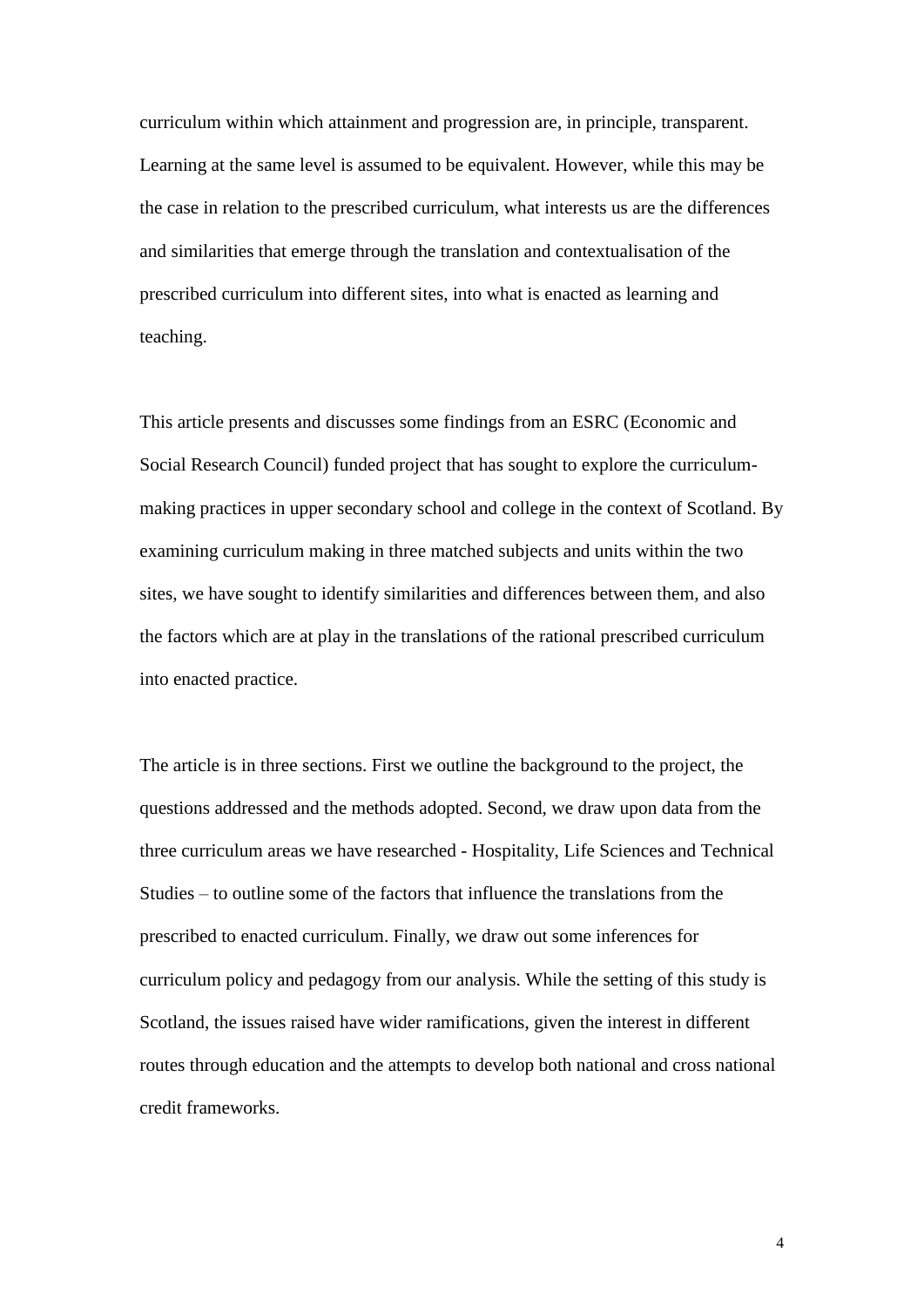curriculum within which attainment and progression are, in principle, transparent. Learning at the same level is assumed to be equivalent. However, while this may be the case in relation to the prescribed curriculum, what interests us are the differences and similarities that emerge through the translation and contextualisation of the prescribed curriculum into different sites, into what is enacted as learning and teaching.

This article presents and discusses some findings from an ESRC (Economic and Social Research Council) funded project that has sought to explore the curriculum-making practices in upper secondary school and college in the context of Scotland. By examining curriculum making in three matched subjects and units within the two sites, we have sought to identify similarities and differences between them, and also the factors which are at play in the translations of the rational prescribed curriculum into enacted practice.

The article is in three sections. First we outline the background to the project, the questions addressed and the methods adopted. Second, we draw upon data from the three curriculum areas we have researched - Hospitality, Life Sciences and Technical Studies – to outline some of the factors that influence the translations from the prescribed to enacted curriculum. Finally, we draw out some inferences for curriculum policy and pedagogy from our analysis. While the setting of this study is Scotland, the issues raised have wider ramifications, given the interest in different routes through education and the attempts to develop both national and cross national credit frameworks.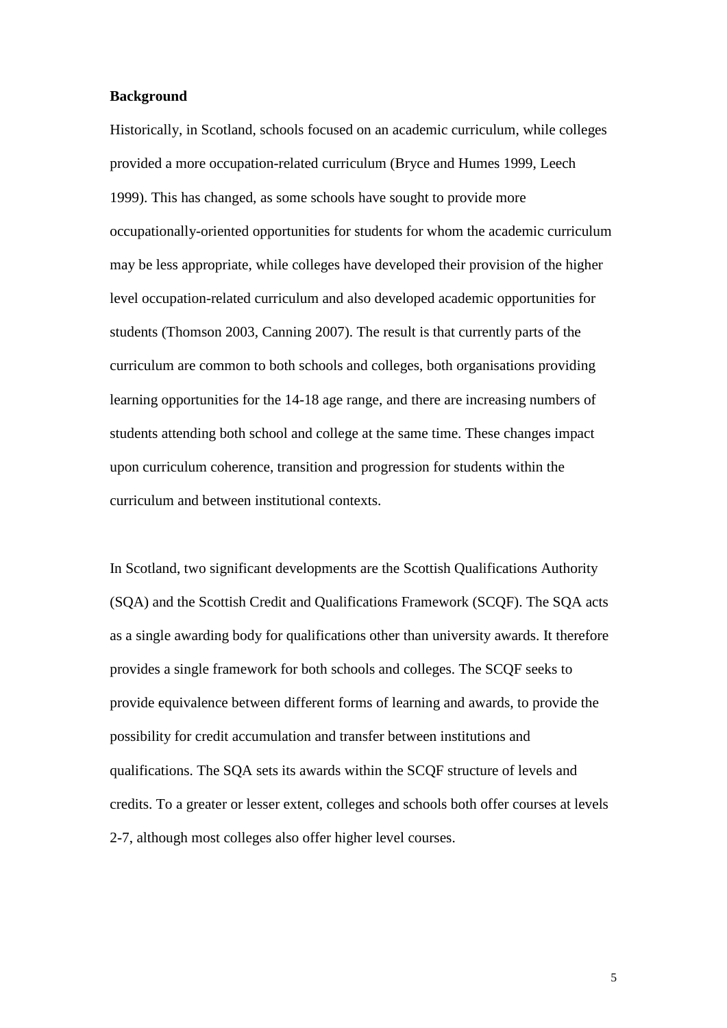**Background**

Historically, in Scotland, schools focused on an academic curriculum, while colleges provided a more occupation-related curriculum (Bryce and Humes 1999, Leech 1999). This has changed, as some schools have sought to provide more occupationally-oriented opportunities for students for whom the academic curriculum may be less appropriate, while colleges have developed their provision of the higher level occupation-related curriculum and also developed academic opportunities for students (Thomson 2003, Canning 2007). The result is that currently parts of the curriculum are common to both schools and colleges, both organisations providing learning opportunities for the 14-18 age range, and there are increasing numbers of students attending both school and college at the same time. These changes impact upon curriculum coherence, transition and progression for students within the curriculum and between institutional contexts.

In Scotland, two significant developments are the Scottish Qualifications Authority (SQA) and the Scottish Credit and Qualifications Framework (SCQF). The SQA acts as a single awarding body for qualifications other than university awards. It therefore provides a single framework for both schools and colleges. The SCQF seeks to provide equivalence between different forms of learning and awards, to provide the possibility for credit accumulation and transfer between institutions and qualifications. The SQA sets its awards within the SCQF structure of levels and credits. To a greater or lesser extent, colleges and schools both offer courses at levels 2-7, although most colleges also offer higher level courses.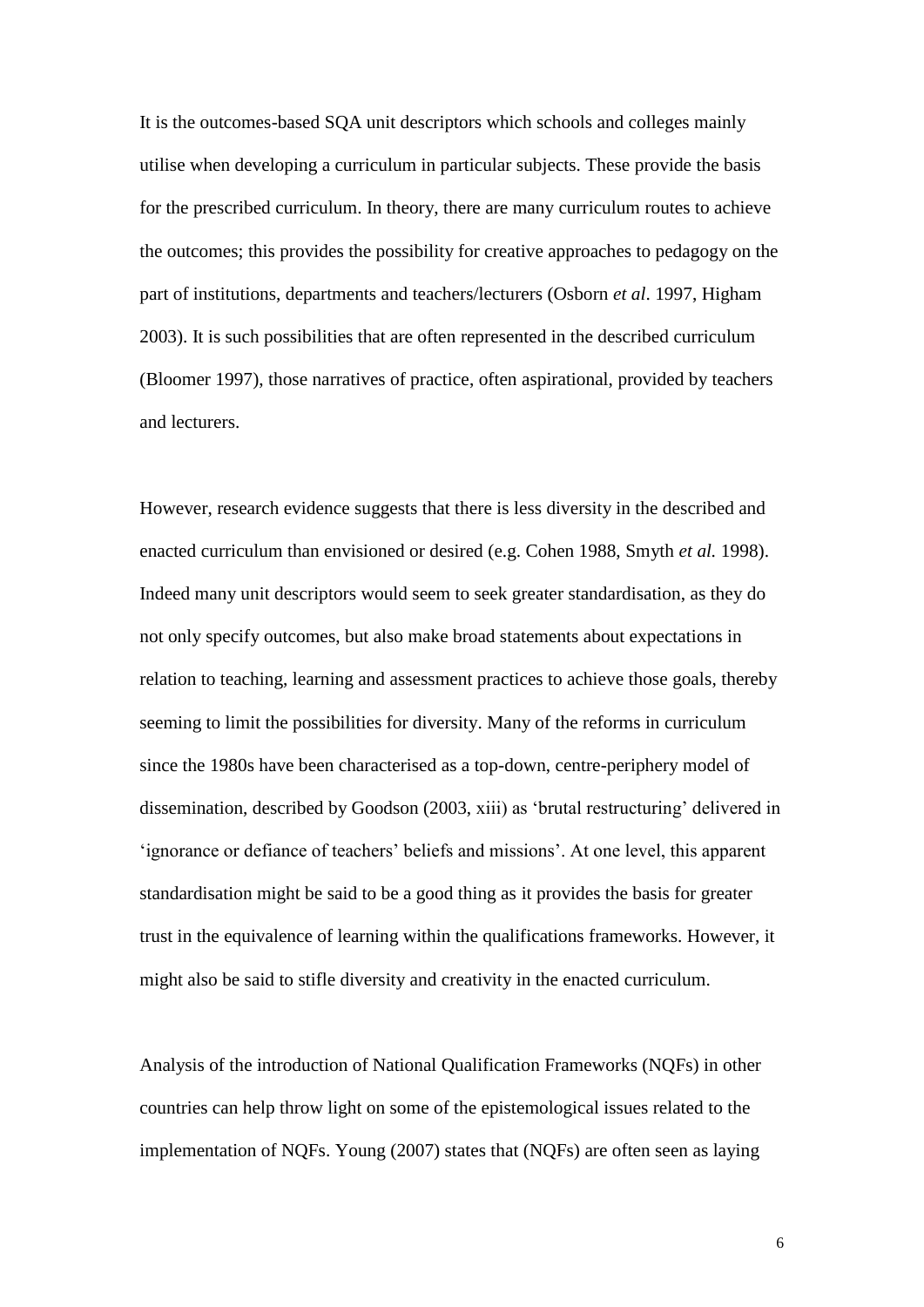It is the outcomes-based SQA unit descriptors which schools and colleges mainly utilise when developing a curriculum in particular subjects. These provide the basis for the prescribed curriculum. In theory, there are many curriculum routes to achieve the outcomes; this provides the possibility for creative approaches to pedagogy on the part of institutions, departments and teachers/lecturers (Osborn *et al*. 1997, Higham 2003). It is such possibilities that are often represented in the described curriculum (Bloomer 1997), those narratives of practice, often aspirational, provided by teachers and lecturers.

However, research evidence suggests that there is less diversity in the described and enacted curriculum than envisioned or desired (e.g. Cohen 1988, Smyth *et al.* 1998). Indeed many unit descriptors would seem to seek greater standardisation, as they do not only specify outcomes, but also make broad statements about expectations in relation to teaching, learning and assessment practices to achieve those goals, thereby seeming to limit the possibilities for diversity. Many of the reforms in curriculum since the 1980s have been characterised as a top-down, centre-periphery model of dissemination, described by Goodson (2003, xiii) as 'brutal restructuring' delivered in 'ignorance or defiance of teachers' beliefs and missions'. At one level, this apparent standardisation might be said to be a good thing as it provides the basis for greater trust in the equivalence of learning within the qualifications frameworks. However, it might also be said to stifle diversity and creativity in the enacted curriculum.

Analysis of the introduction of National Qualification Frameworks (NQFs) in other countries can help throw light on some of the epistemological issues related to the implementation of NQFs. Young (2007) states that (NQFs) are often seen as laying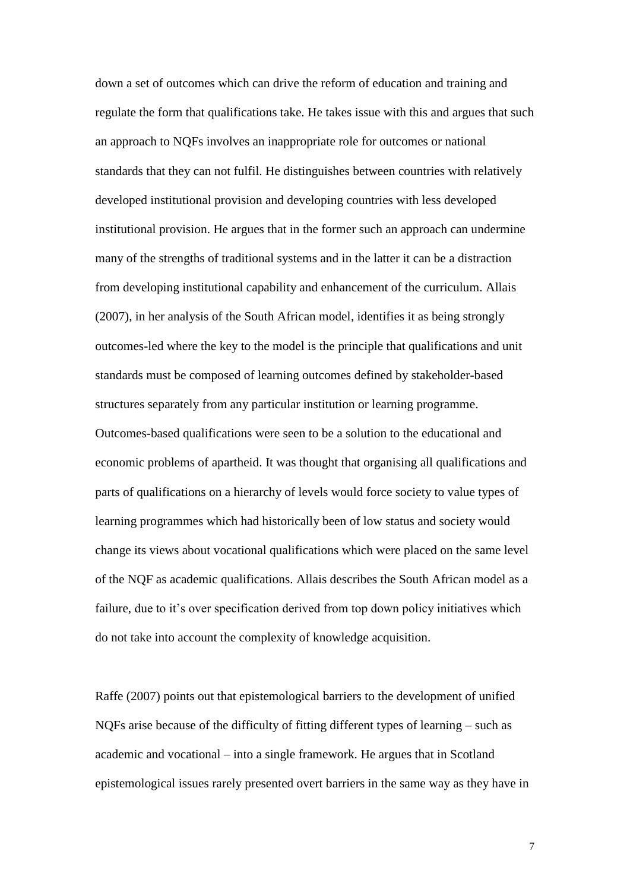down a set of outcomes which can drive the reform of education and training and regulate the form that qualifications take. He takes issue with this and argues that such an approach to NQFs involves an inappropriate role for outcomes or national standards that they can not fulfil. He distinguishes between countries with relatively developed institutional provision and developing countries with less developed institutional provision. He argues that in the former such an approach can undermine many of the strengths of traditional systems and in the latter it can be a distraction from developing institutional capability and enhancement of the curriculum. Allais (2007), in her analysis of the South African model, identifies it as being strongly outcomes-led where the key to the model is the principle that qualifications and unit standards must be composed of learning outcomes defined by stakeholder-based structures separately from any particular institution or learning programme. Outcomes-based qualifications were seen to be a solution to the educational and economic problems of apartheid. It was thought that organising all qualifications and parts of qualifications on a hierarchy of levels would force society to value types of learning programmes which had historically been of low status and society would change its views about vocational qualifications which were placed on the same level of the NQF as academic qualifications. Allais describes the South African model as a failure, due to it's over specification derived from top down policy initiatives which do not take into account the complexity of knowledge acquisition.

Raffe (2007) points out that epistemological barriers to the development of unified NQFs arise because of the difficulty of fitting different types of learning – such as academic and vocational – into a single framework. He argues that in Scotland epistemological issues rarely presented overt barriers in the same way as they have in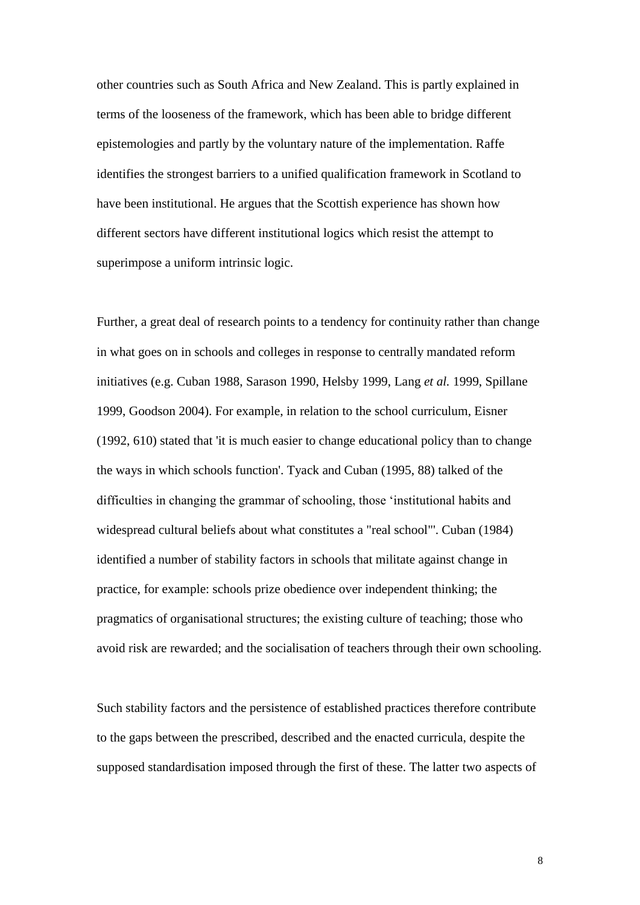other countries such as South Africa and New Zealand. This is partly explained in terms of the looseness of the framework, which has been able to bridge different epistemologies and partly by the voluntary nature of the implementation. Raffe identifies the strongest barriers to a unified qualification framework in Scotland to have been institutional. He argues that the Scottish experience has shown how different sectors have different institutional logics which resist the attempt to superimpose a uniform intrinsic logic.

Further, a great deal of research points to a tendency for continuity rather than change in what goes on in schools and colleges in response to centrally mandated reform initiatives (e.g. Cuban 1988, Sarason 1990, Helsby 1999, Lang *et al.* 1999, Spillane 1999, Goodson 2004). For example, in relation to the school curriculum, Eisner (1992, 610) stated that 'it is much easier to change educational policy than to change the ways in which schools function'. Tyack and Cuban (1995, 88) talked of the difficulties in changing the grammar of schooling, those 'institutional habits and widespread cultural beliefs about what constitutes a "real school"'. Cuban (1984) identified a number of stability factors in schools that militate against change in practice, for example: schools prize obedience over independent thinking; the pragmatics of organisational structures; the existing culture of teaching; those who avoid risk are rewarded; and the socialisation of teachers through their own schooling.

Such stability factors and the persistence of established practices therefore contribute to the gaps between the prescribed, described and the enacted curricula, despite the supposed standardisation imposed through the first of these. The latter two aspects of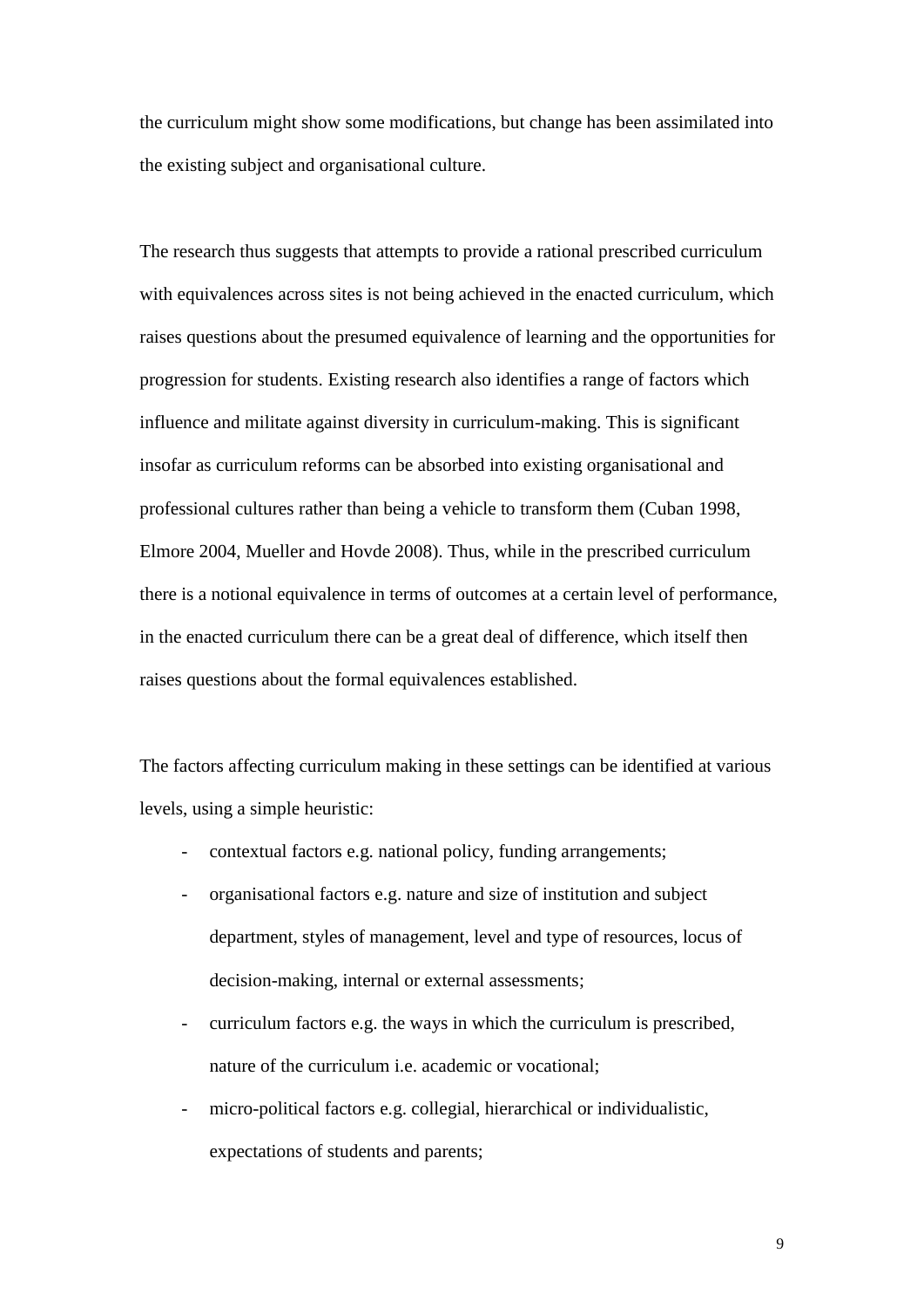the curriculum might show some modifications, but change has been assimilated into the existing subject and organisational culture.

The research thus suggests that attempts to provide a rational prescribed curriculum with equivalences across sites is not being achieved in the enacted curriculum, which raises questions about the presumed equivalence of learning and the opportunities for progression for students. Existing research also identifies a range of factors which influence and militate against diversity in curriculum-making. This is significant insofar as curriculum reforms can be absorbed into existing organisational and professional cultures rather than being a vehicle to transform them (Cuban 1998, Elmore 2004, Mueller and Hovde 2008). Thus, while in the prescribed curriculum there is a notional equivalence in terms of outcomes at a certain level of performance, in the enacted curriculum there can be a great deal of difference, which itself then raises questions about the formal equivalences established.

The factors affecting curriculum making in these settings can be identified at various levels, using a simple heuristic:

- contextual factors e.g. national policy, funding arrangements;
- organisational factors e.g. nature and size of institution and subject department, styles of management, level and type of resources, locus of decision-making, internal or external assessments;
- curriculum factors e.g. the ways in which the curriculum is prescribed, nature of the curriculum i.e. academic or vocational;
- micro-political factors e.g. collegial, hierarchical or individualistic, expectations of students and parents;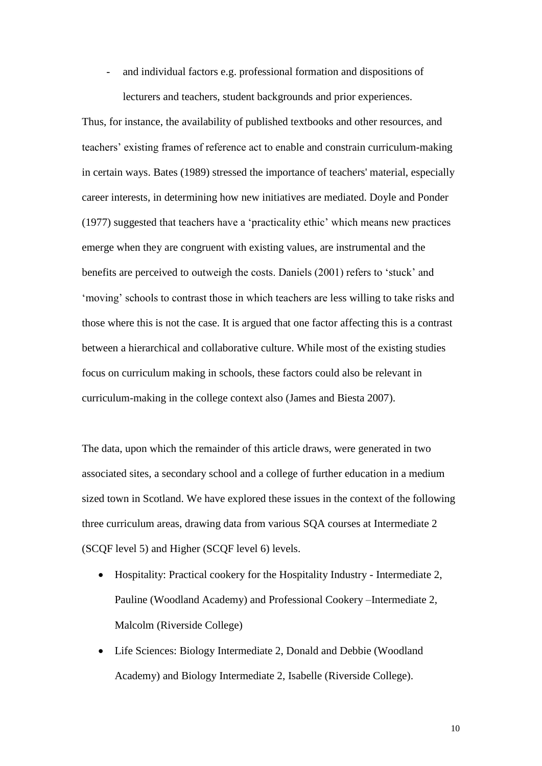- and individual factors e.g. professional formation and dispositions of lecturers and teachers, student backgrounds and prior experiences.

Thus, for instance, the availability of published textbooks and other resources, and teachers' existing frames of reference act to enable and constrain curriculum-making in certain ways. Bates (1989) stressed the importance of teachers' material, especially career interests, in determining how new initiatives are mediated. Doyle and Ponder (1977) suggested that teachers have a 'practicality ethic' which means new practices emerge when they are congruent with existing values, are instrumental and the benefits are perceived to outweigh the costs. Daniels (2001) refers to 'stuck' and 'moving' schools to contrast those in which teachers are less willing to take risks and those where this is not the case. It is argued that one factor affecting this is a contrast between a hierarchical and collaborative culture. While most of the existing studies focus on curriculum making in schools, these factors could also be relevant in curriculum-making in the college context also (James and Biesta 2007).

The data, upon which the remainder of this article draws, were generated in two associated sites, a secondary school and a college of further education in a medium sized town in Scotland. We have explored these issues in the context of the following three curriculum areas, drawing data from various SQA courses at Intermediate 2 (SCQF level 5) and Higher (SCQF level 6) levels.

- Hospitality: Practical cookery for the Hospitality Industry - Intermediate 2, Pauline (Woodland Academy) and Professional Cookery –Intermediate 2, Malcolm (Riverside College)
- Life Sciences: Biology Intermediate 2, Donald and Debbie (Woodland Academy) and Biology Intermediate 2, Isabelle (Riverside College).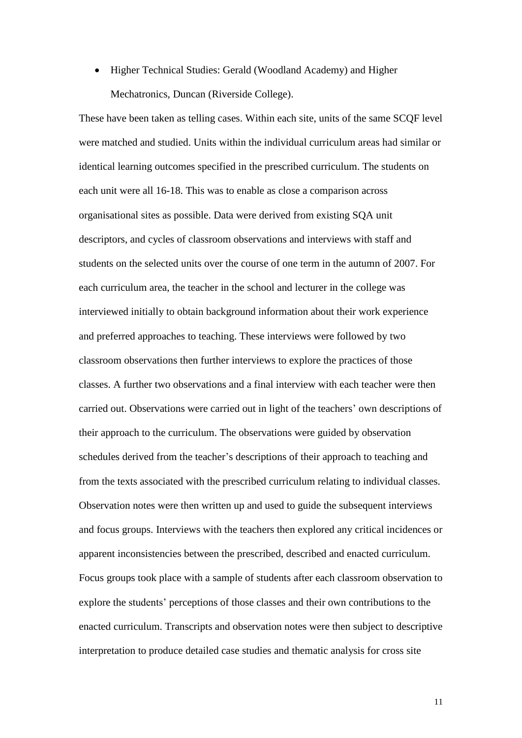- Higher Technical Studies: Gerald (Woodland Academy) and Higher Mechatronics, Duncan (Riverside College).

These have been taken as telling cases. Within each site, units of the same SCQF level were matched and studied. Units within the individual curriculum areas had similar or identical learning outcomes specified in the prescribed curriculum. The students on each unit were all 16-18. This was to enable as close a comparison across organisational sites as possible. Data were derived from existing SQA unit descriptors, and cycles of classroom observations and interviews with staff and students on the selected units over the course of one term in the autumn of 2007. For each curriculum area, the teacher in the school and lecturer in the college was interviewed initially to obtain background information about their work experience and preferred approaches to teaching. These interviews were followed by two classroom observations then further interviews to explore the practices of those classes. A further two observations and a final interview with each teacher were then carried out. Observations were carried out in light of the teachers' own descriptions of their approach to the curriculum. The observations were guided by observation schedules derived from the teacher's descriptions of their approach to teaching and from the texts associated with the prescribed curriculum relating to individual classes. Observation notes were then written up and used to guide the subsequent interviews and focus groups. Interviews with the teachers then explored any critical incidences or apparent inconsistencies between the prescribed, described and enacted curriculum. Focus groups took place with a sample of students after each classroom observation to explore the students' perceptions of those classes and their own contributions to the enacted curriculum. Transcripts and observation notes were then subject to descriptive interpretation to produce detailed case studies and thematic analysis for cross site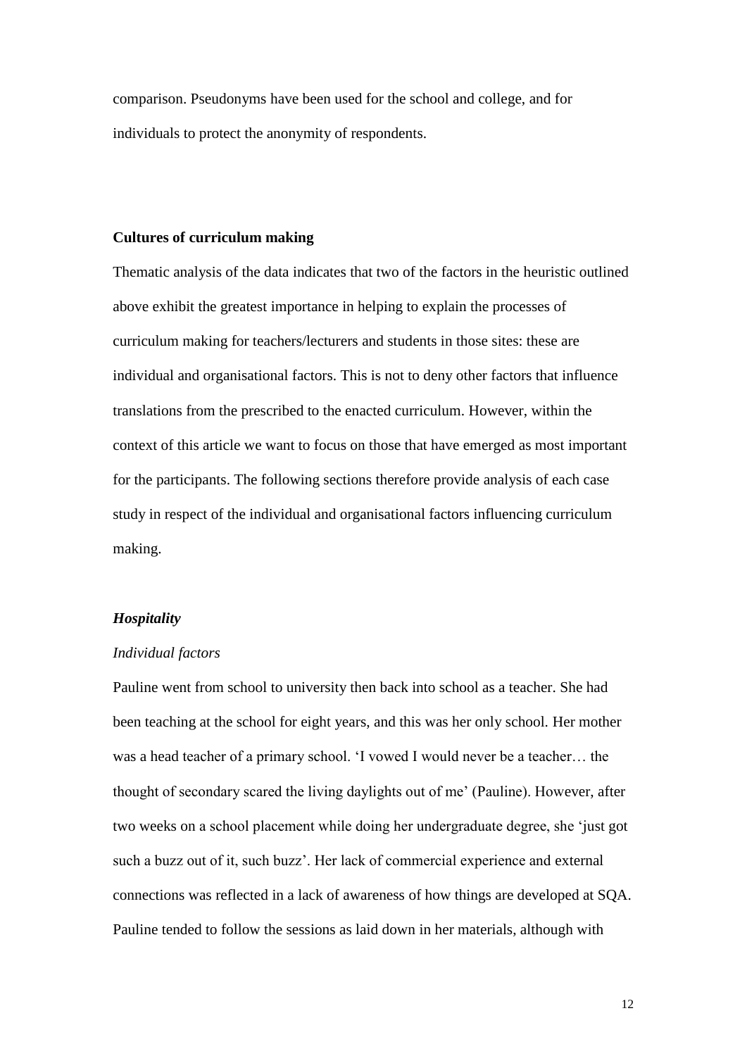comparison. Pseudonyms have been used for the school and college, and for individuals to protect the anonymity of respondents.

## Cultures of curriculum making

Thematic analysis of the data indicates that two of the factors in the heuristic outlined above exhibit the greatest importance in helping to explain the processes of curriculum making for teachers/lecturers and students in those sites: these are individual and organisational factors. This is not to deny other factors that influence translations from the prescribed to the enacted curriculum. However, within the context of this article we want to focus on those that have emerged as most important for the participants. The following sections therefore provide analysis of each case study in respect of the individual and organisational factors influencing curriculum making.

### *Hospitality*

#### *Individual factors*

Pauline went from school to university then back into school as a teacher. She had been teaching at the school for eight years, and this was her only school. Her mother was a head teacher of a primary school. 'I vowed I would never be a teacher… the thought of secondary scared the living daylights out of me' (Pauline). However, after two weeks on a school placement while doing her undergraduate degree, she 'just got such a buzz out of it, such buzz'. Her lack of commercial experience and external connections was reflected in a lack of awareness of how things are developed at SQA. Pauline tended to follow the sessions as laid down in her materials, although with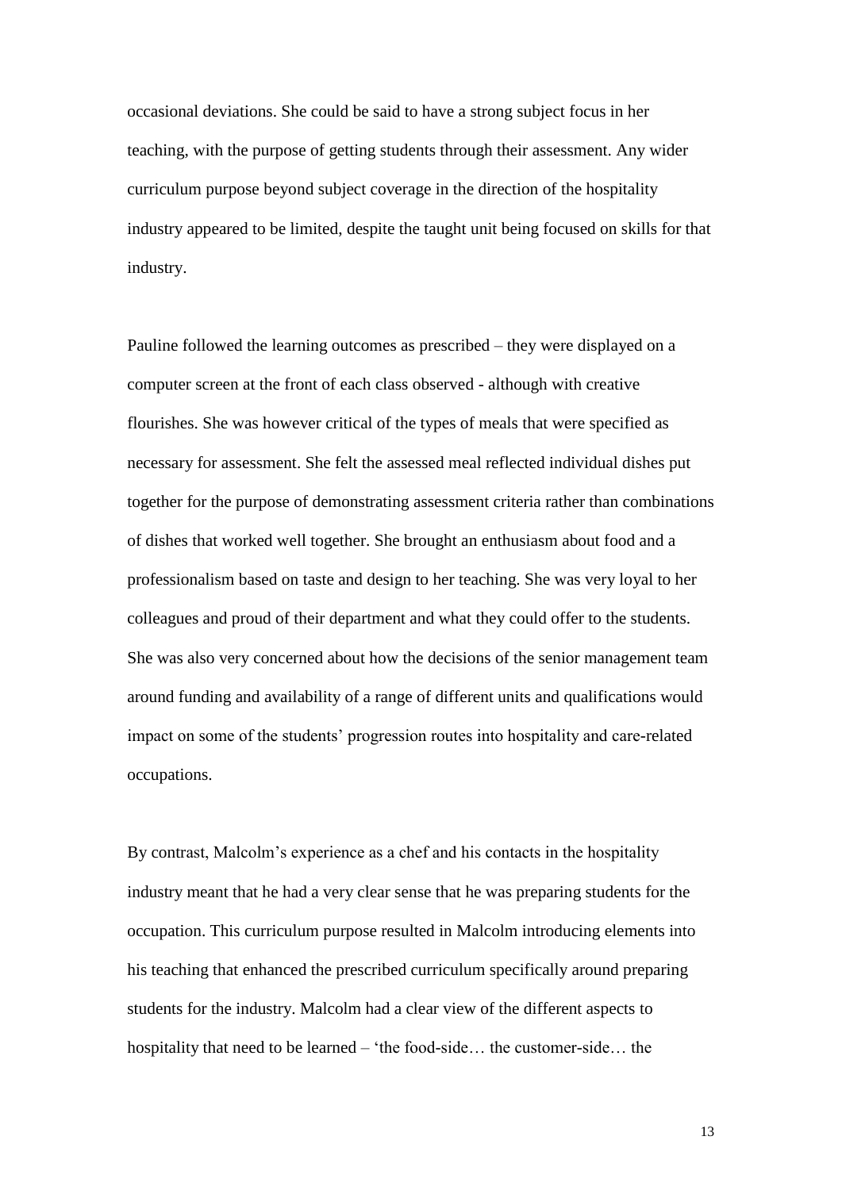occasional deviations. She could be said to have a strong subject focus in her teaching, with the purpose of getting students through their assessment. Any wider curriculum purpose beyond subject coverage in the direction of the hospitality industry appeared to be limited, despite the taught unit being focused on skills for that industry.

Pauline followed the learning outcomes as prescribed – they were displayed on a computer screen at the front of each class observed - although with creative flourishes. She was however critical of the types of meals that were specified as necessary for assessment. She felt the assessed meal reflected individual dishes put together for the purpose of demonstrating assessment criteria rather than combinations of dishes that worked well together. She brought an enthusiasm about food and a professionalism based on taste and design to her teaching. She was very loyal to her colleagues and proud of their department and what they could offer to the students. She was also very concerned about how the decisions of the senior management team around funding and availability of a range of different units and qualifications would impact on some of the students' progression routes into hospitality and care-related occupations.

By contrast, Malcolm's experience as a chef and his contacts in the hospitality industry meant that he had a very clear sense that he was preparing students for the occupation. This curriculum purpose resulted in Malcolm introducing elements into his teaching that enhanced the prescribed curriculum specifically around preparing students for the industry. Malcolm had a clear view of the different aspects to hospitality that need to be learned – 'the food-side… the customer-side… the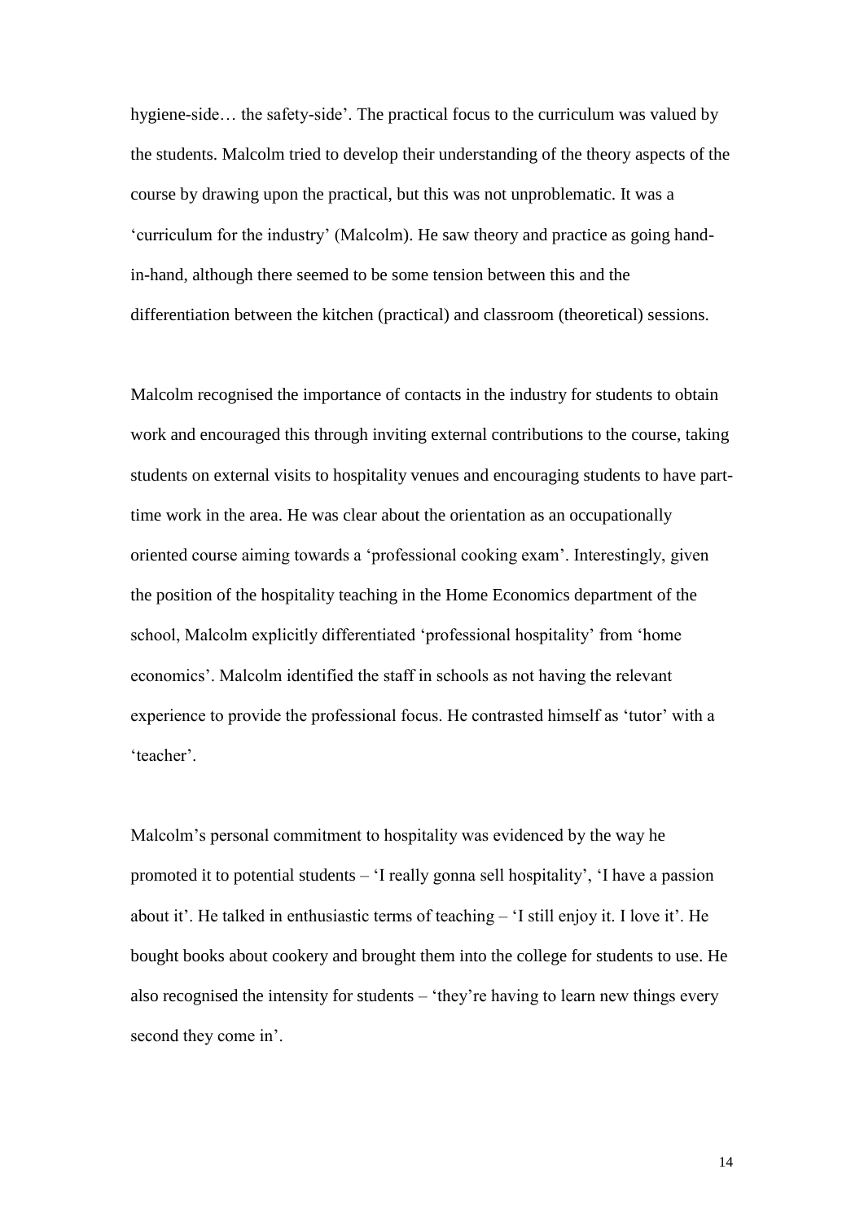hygiene-side… the safety-side'. The practical focus to the curriculum was valued by the students. Malcolm tried to develop their understanding of the theory aspects of the course by drawing upon the practical, but this was not unproblematic. It was a 'curriculum for the industry' (Malcolm). He saw theory and practice as going hand-in-hand, although there seemed to be some tension between this and the differentiation between the kitchen (practical) and classroom (theoretical) sessions.

Malcolm recognised the importance of contacts in the industry for students to obtain work and encouraged this through inviting external contributions to the course, taking students on external visits to hospitality venues and encouraging students to have part-time work in the area. He was clear about the orientation as an occupationally oriented course aiming towards a 'professional cooking exam'. Interestingly, given the position of the hospitality teaching in the Home Economics department of the school, Malcolm explicitly differentiated 'professional hospitality' from 'home economics'. Malcolm identified the staff in schools as not having the relevant experience to provide the professional focus. He contrasted himself as 'tutor' with a 'teacher'.

Malcolm's personal commitment to hospitality was evidenced by the way he promoted it to potential students – 'I really gonna sell hospitality', 'I have a passion about it'. He talked in enthusiastic terms of teaching – 'I still enjoy it. I love it'. He bought books about cookery and brought them into the college for students to use. He also recognised the intensity for students – 'they're having to learn new things every second they come in'.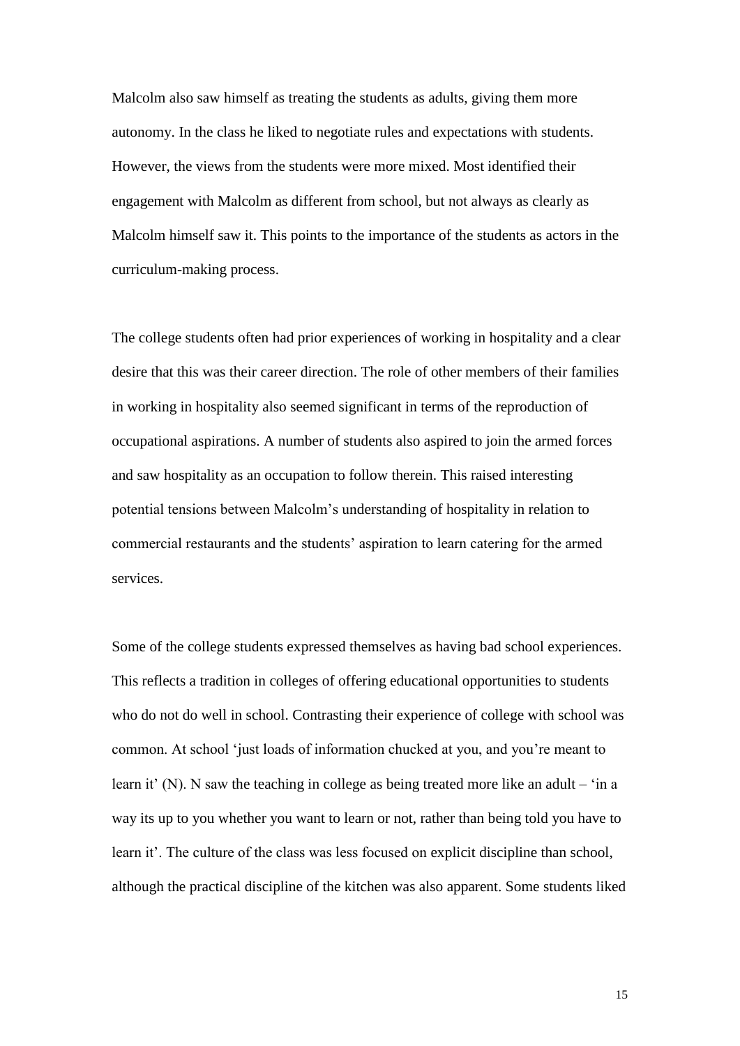Malcolm also saw himself as treating the students as adults, giving them more autonomy. In the class he liked to negotiate rules and expectations with students. However, the views from the students were more mixed. Most identified their engagement with Malcolm as different from school, but not always as clearly as Malcolm himself saw it. This points to the importance of the students as actors in the curriculum-making process.

The college students often had prior experiences of working in hospitality and a clear desire that this was their career direction. The role of other members of their families in working in hospitality also seemed significant in terms of the reproduction of occupational aspirations. A number of students also aspired to join the armed forces and saw hospitality as an occupation to follow therein. This raised interesting potential tensions between Malcolm's understanding of hospitality in relation to commercial restaurants and the students' aspiration to learn catering for the armed services.

Some of the college students expressed themselves as having bad school experiences. This reflects a tradition in colleges of offering educational opportunities to students who do not do well in school. Contrasting their experience of college with school was common. At school 'just loads of information chucked at you, and you're meant to learn it' (N). N saw the teaching in college as being treated more like an adult – 'in a way its up to you whether you want to learn or not, rather than being told you have to learn it'. The culture of the class was less focused on explicit discipline than school, although the practical discipline of the kitchen was also apparent. Some students liked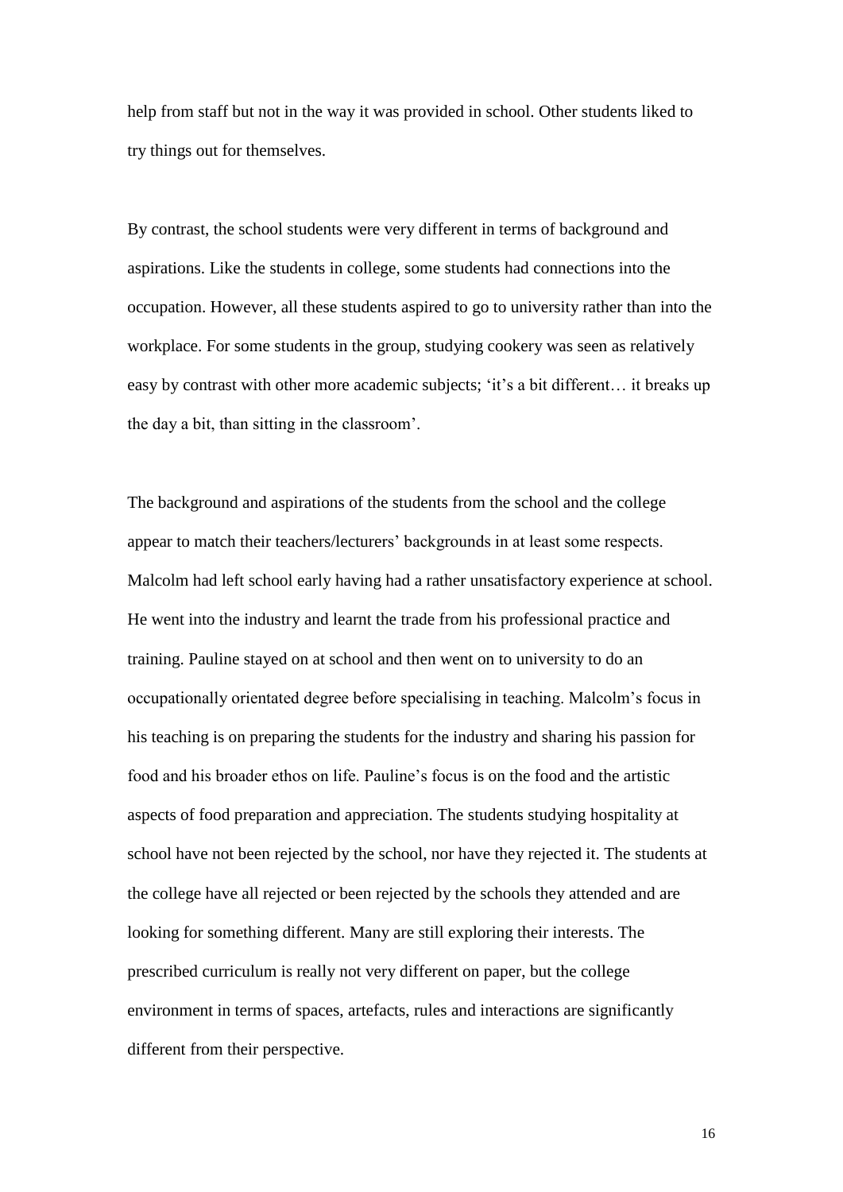help from staff but not in the way it was provided in school. Other students liked to try things out for themselves.

By contrast, the school students were very different in terms of background and aspirations. Like the students in college, some students had connections into the occupation. However, all these students aspired to go to university rather than into the workplace. For some students in the group, studying cookery was seen as relatively easy by contrast with other more academic subjects; 'it's a bit different… it breaks up the day a bit, than sitting in the classroom'.

The background and aspirations of the students from the school and the college appear to match their teachers/lecturers' backgrounds in at least some respects. Malcolm had left school early having had a rather unsatisfactory experience at school. He went into the industry and learnt the trade from his professional practice and training. Pauline stayed on at school and then went on to university to do an occupationally orientated degree before specialising in teaching. Malcolm's focus in his teaching is on preparing the students for the industry and sharing his passion for food and his broader ethos on life. Pauline's focus is on the food and the artistic aspects of food preparation and appreciation. The students studying hospitality at school have not been rejected by the school, nor have they rejected it. The students at the college have all rejected or been rejected by the schools they attended and are looking for something different. Many are still exploring their interests. The prescribed curriculum is really not very different on paper, but the college environment in terms of spaces, artefacts, rules and interactions are significantly different from their perspective.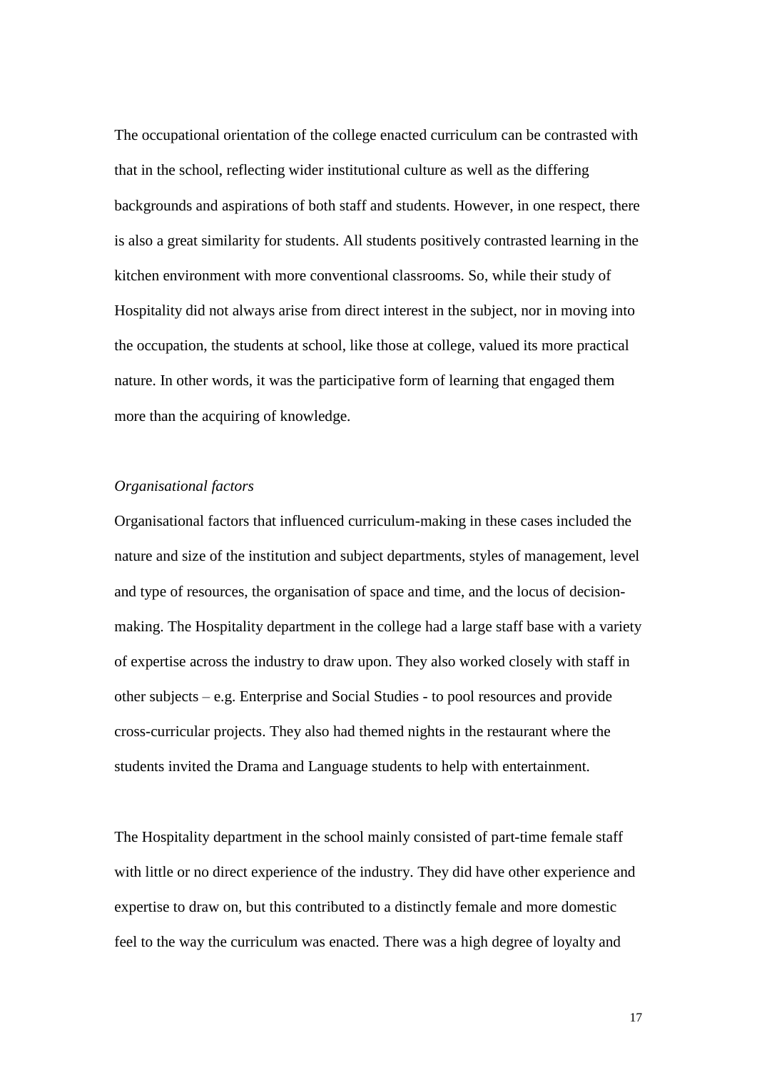The occupational orientation of the college enacted curriculum can be contrasted with that in the school, reflecting wider institutional culture as well as the differing backgrounds and aspirations of both staff and students. However, in one respect, there is also a great similarity for students. All students positively contrasted learning in the kitchen environment with more conventional classrooms. So, while their study of Hospitality did not always arise from direct interest in the subject, nor in moving into the occupation, the students at school, like those at college, valued its more practical nature. In other words, it was the participative form of learning that engaged them more than the acquiring of knowledge.

*Organisational factors*

Organisational factors that influenced curriculum-making in these cases included the nature and size of the institution and subject departments, styles of management, level and type of resources, the organisation of space and time, and the locus of decision-making. The Hospitality department in the college had a large staff base with a variety of expertise across the industry to draw upon. They also worked closely with staff in other subjects – e.g. Enterprise and Social Studies - to pool resources and provide cross-curricular projects. They also had themed nights in the restaurant where the students invited the Drama and Language students to help with entertainment.

The Hospitality department in the school mainly consisted of part-time female staff with little or no direct experience of the industry. They did have other experience and expertise to draw on, but this contributed to a distinctly female and more domestic feel to the way the curriculum was enacted. There was a high degree of loyalty and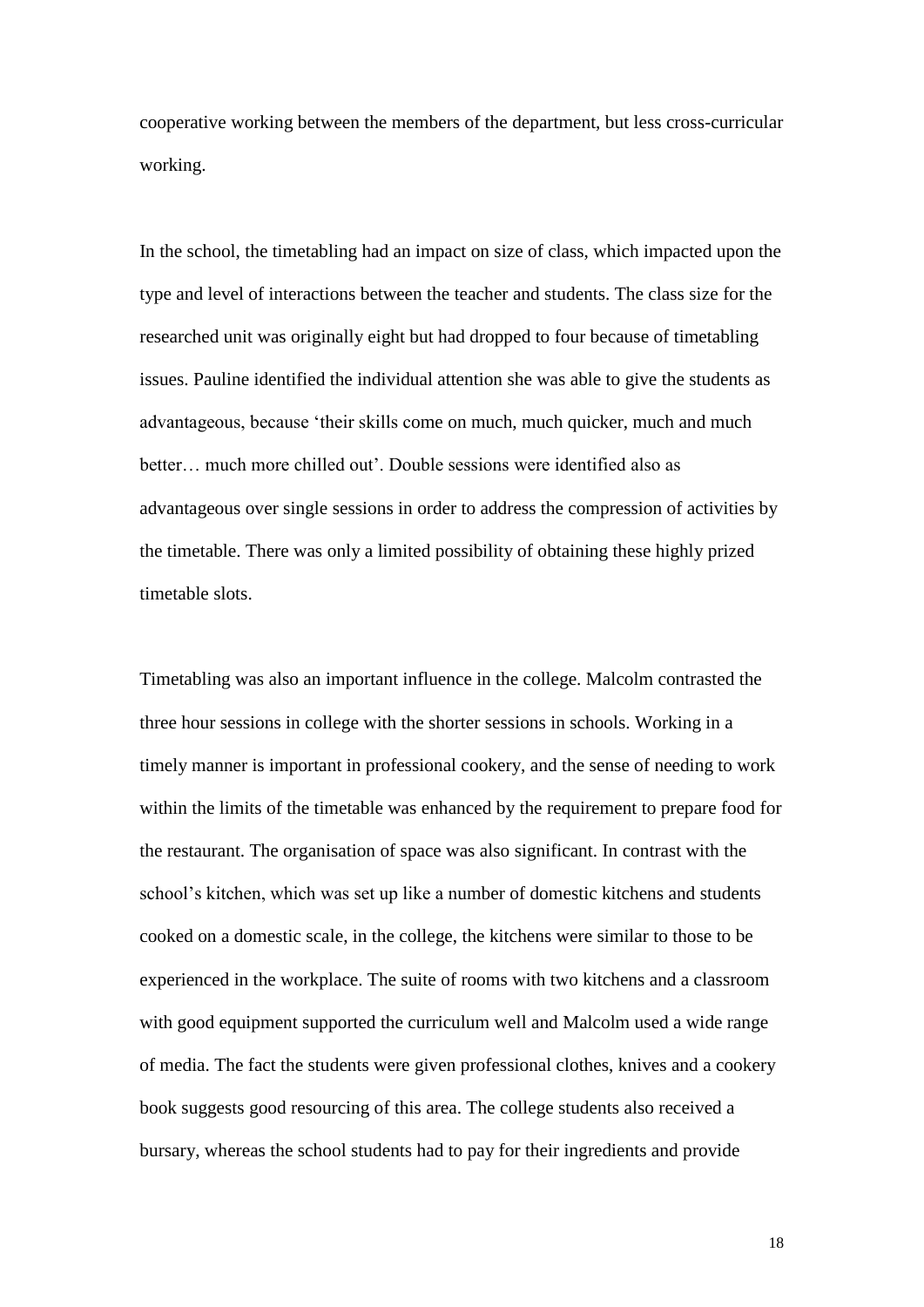cooperative working between the members of the department, but less cross-curricular working.

In the school, the timetabling had an impact on size of class, which impacted upon the type and level of interactions between the teacher and students. The class size for the researched unit was originally eight but had dropped to four because of timetabling issues. Pauline identified the individual attention she was able to give the students as advantageous, because 'their skills come on much, much quicker, much and much better… much more chilled out'. Double sessions were identified also as advantageous over single sessions in order to address the compression of activities by the timetable. There was only a limited possibility of obtaining these highly prized timetable slots.

Timetabling was also an important influence in the college. Malcolm contrasted the three hour sessions in college with the shorter sessions in schools. Working in a timely manner is important in professional cookery, and the sense of needing to work within the limits of the timetable was enhanced by the requirement to prepare food for the restaurant. The organisation of space was also significant. In contrast with the school's kitchen, which was set up like a number of domestic kitchens and students cooked on a domestic scale, in the college, the kitchens were similar to those to be experienced in the workplace. The suite of rooms with two kitchens and a classroom with good equipment supported the curriculum well and Malcolm used a wide range of media. The fact the students were given professional clothes, knives and a cookery book suggests good resourcing of this area. The college students also received a bursary, whereas the school students had to pay for their ingredients and provide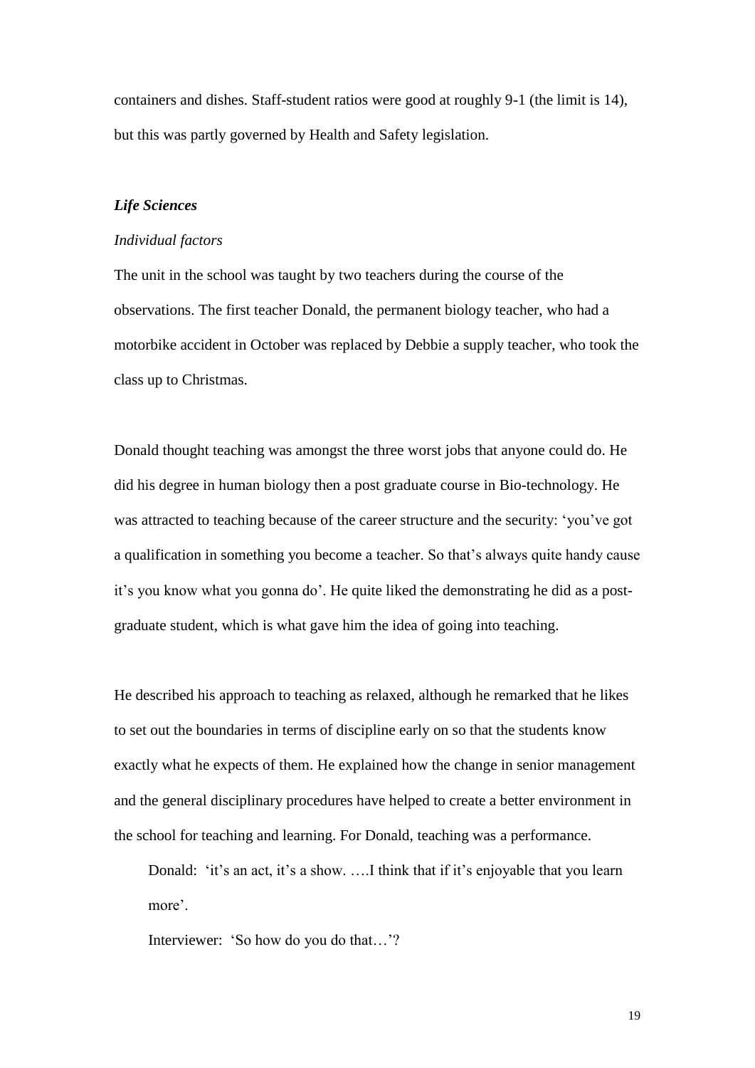containers and dishes. Staff-student ratios were good at roughly 9-1 (the limit is 14), but this was partly governed by Health and Safety legislation.

***Life Sciences***

*Individual factors*

The unit in the school was taught by two teachers during the course of the observations. The first teacher Donald, the permanent biology teacher, who had a motorbike accident in October was replaced by Debbie a supply teacher, who took the class up to Christmas.

Donald thought teaching was amongst the three worst jobs that anyone could do. He did his degree in human biology then a post graduate course in Bio-technology. He was attracted to teaching because of the career structure and the security: 'you've got a qualification in something you become a teacher. So that's always quite handy cause it's you know what you gonna do'. He quite liked the demonstrating he did as a post-graduate student, which is what gave him the idea of going into teaching.

He described his approach to teaching as relaxed, although he remarked that he likes to set out the boundaries in terms of discipline early on so that the students know exactly what he expects of them. He explained how the change in senior management and the general disciplinary procedures have helped to create a better environment in the school for teaching and learning. For Donald, teaching was a performance.

> Donald: 'it's an act, it's a show. ….I think that if it's enjoyable that you learn more'.
>
> Interviewer: 'So how do you do that…'?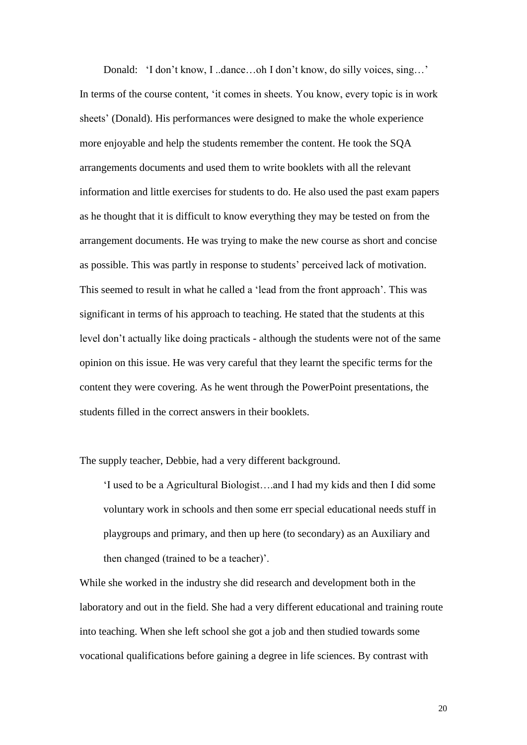Donald: 'I don't know, I ..dance…oh I don't know, do silly voices, sing…'

In terms of the course content, 'it comes in sheets. You know, every topic is in work sheets' (Donald). His performances were designed to make the whole experience more enjoyable and help the students remember the content. He took the SQA arrangements documents and used them to write booklets with all the relevant information and little exercises for students to do. He also used the past exam papers as he thought that it is difficult to know everything they may be tested on from the arrangement documents. He was trying to make the new course as short and concise as possible. This was partly in response to students' perceived lack of motivation. This seemed to result in what he called a 'lead from the front approach'. This was significant in terms of his approach to teaching. He stated that the students at this level don't actually like doing practicals - although the students were not of the same opinion on this issue. He was very careful that they learnt the specific terms for the content they were covering. As he went through the PowerPoint presentations, the students filled in the correct answers in their booklets.

The supply teacher, Debbie, had a very different background.

> 'I used to be a Agricultural Biologist….and I had my kids and then I did some voluntary work in schools and then some err special educational needs stuff in playgroups and primary, and then up here (to secondary) as an Auxiliary and then changed (trained to be a teacher)'.

While she worked in the industry she did research and development both in the laboratory and out in the field. She had a very different educational and training route into teaching. When she left school she got a job and then studied towards some vocational qualifications before gaining a degree in life sciences. By contrast with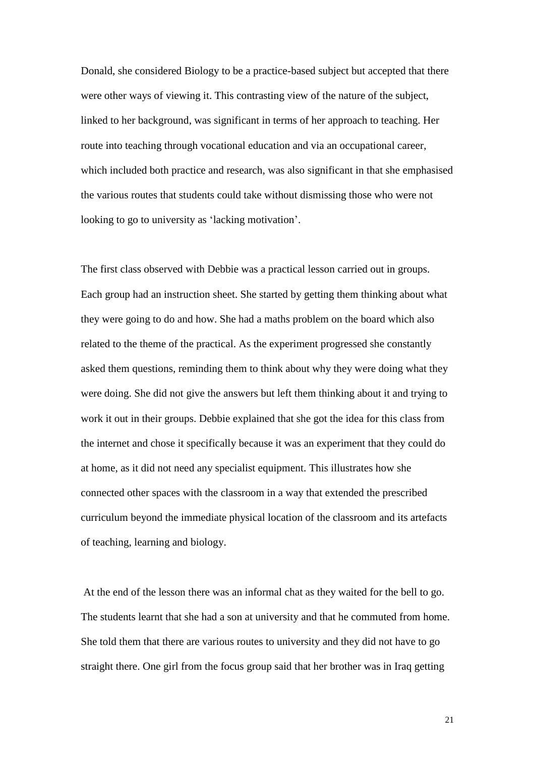Donald, she considered Biology to be a practice-based subject but accepted that there were other ways of viewing it. This contrasting view of the nature of the subject, linked to her background, was significant in terms of her approach to teaching. Her route into teaching through vocational education and via an occupational career, which included both practice and research, was also significant in that she emphasised the various routes that students could take without dismissing those who were not looking to go to university as 'lacking motivation'.

The first class observed with Debbie was a practical lesson carried out in groups. Each group had an instruction sheet. She started by getting them thinking about what they were going to do and how. She had a maths problem on the board which also related to the theme of the practical. As the experiment progressed she constantly asked them questions, reminding them to think about why they were doing what they were doing. She did not give the answers but left them thinking about it and trying to work it out in their groups. Debbie explained that she got the idea for this class from the internet and chose it specifically because it was an experiment that they could do at home, as it did not need any specialist equipment. This illustrates how she connected other spaces with the classroom in a way that extended the prescribed curriculum beyond the immediate physical location of the classroom and its artefacts of teaching, learning and biology.

At the end of the lesson there was an informal chat as they waited for the bell to go. The students learnt that she had a son at university and that he commuted from home. She told them that there are various routes to university and they did not have to go straight there. One girl from the focus group said that her brother was in Iraq getting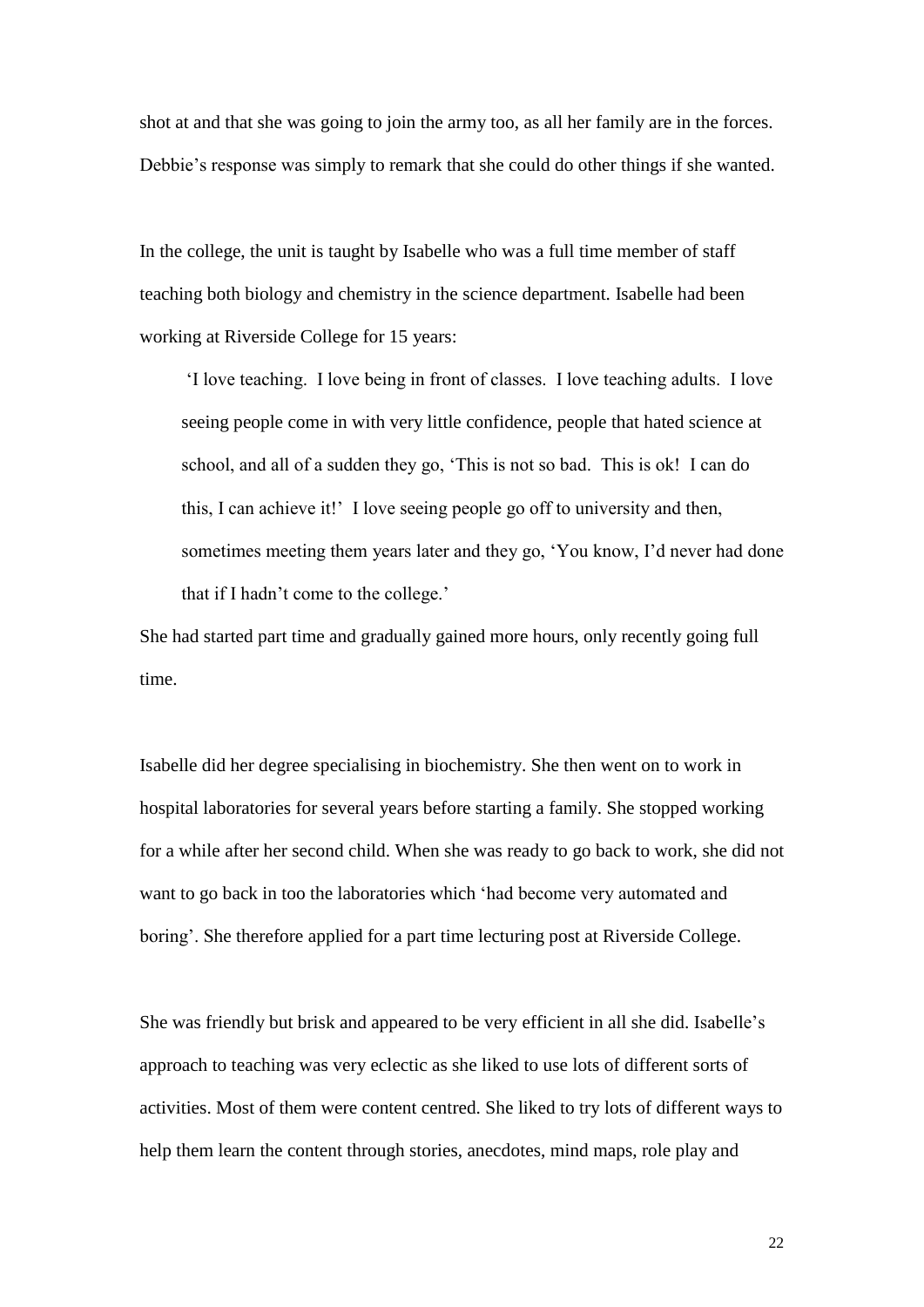shot at and that she was going to join the army too, as all her family are in the forces. Debbie's response was simply to remark that she could do other things if she wanted.

In the college, the unit is taught by Isabelle who was a full time member of staff teaching both biology and chemistry in the science department. Isabelle had been working at Riverside College for 15 years:

> 'I love teaching. I love being in front of classes. I love teaching adults. I love seeing people come in with very little confidence, people that hated science at school, and all of a sudden they go, 'This is not so bad. This is ok! I can do this, I can achieve it!' I love seeing people go off to university and then, sometimes meeting them years later and they go, 'You know, I'd never had done that if I hadn't come to the college.'

She had started part time and gradually gained more hours, only recently going full time.

Isabelle did her degree specialising in biochemistry. She then went on to work in hospital laboratories for several years before starting a family. She stopped working for a while after her second child. When she was ready to go back to work, she did not want to go back in too the laboratories which 'had become very automated and boring'. She therefore applied for a part time lecturing post at Riverside College.

She was friendly but brisk and appeared to be very efficient in all she did. Isabelle's approach to teaching was very eclectic as she liked to use lots of different sorts of activities. Most of them were content centred. She liked to try lots of different ways to help them learn the content through stories, anecdotes, mind maps, role play and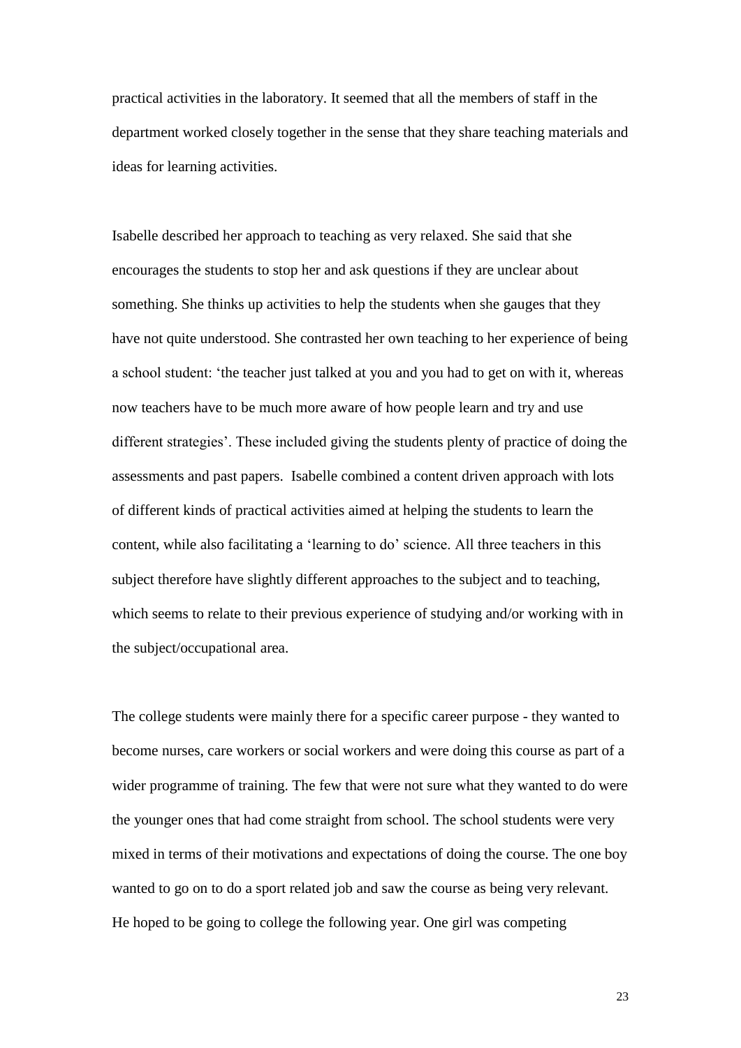practical activities in the laboratory. It seemed that all the members of staff in the department worked closely together in the sense that they share teaching materials and ideas for learning activities.

Isabelle described her approach to teaching as very relaxed. She said that she encourages the students to stop her and ask questions if they are unclear about something. She thinks up activities to help the students when she gauges that they have not quite understood. She contrasted her own teaching to her experience of being a school student: 'the teacher just talked at you and you had to get on with it, whereas now teachers have to be much more aware of how people learn and try and use different strategies'. These included giving the students plenty of practice of doing the assessments and past papers. Isabelle combined a content driven approach with lots of different kinds of practical activities aimed at helping the students to learn the content, while also facilitating a 'learning to do' science. All three teachers in this subject therefore have slightly different approaches to the subject and to teaching, which seems to relate to their previous experience of studying and/or working with in the subject/occupational area.

The college students were mainly there for a specific career purpose - they wanted to become nurses, care workers or social workers and were doing this course as part of a wider programme of training. The few that were not sure what they wanted to do were the younger ones that had come straight from school. The school students were very mixed in terms of their motivations and expectations of doing the course. The one boy wanted to go on to do a sport related job and saw the course as being very relevant. He hoped to be going to college the following year. One girl was competing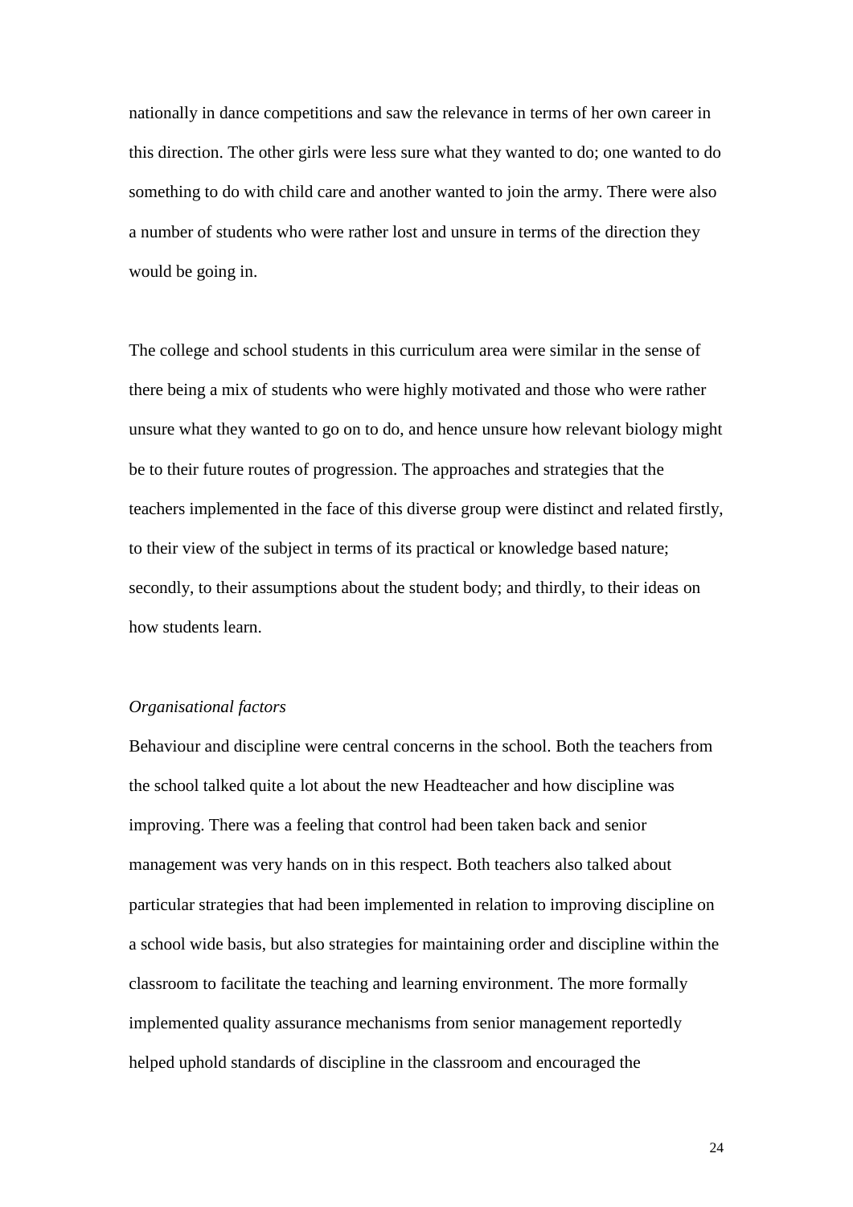nationally in dance competitions and saw the relevance in terms of her own career in this direction. The other girls were less sure what they wanted to do; one wanted to do something to do with child care and another wanted to join the army. There were also a number of students who were rather lost and unsure in terms of the direction they would be going in.

The college and school students in this curriculum area were similar in the sense of there being a mix of students who were highly motivated and those who were rather unsure what they wanted to go on to do, and hence unsure how relevant biology might be to their future routes of progression. The approaches and strategies that the teachers implemented in the face of this diverse group were distinct and related firstly, to their view of the subject in terms of its practical or knowledge based nature; secondly, to their assumptions about the student body; and thirdly, to their ideas on how students learn.

*Organisational factors*

Behaviour and discipline were central concerns in the school. Both the teachers from the school talked quite a lot about the new Headteacher and how discipline was improving. There was a feeling that control had been taken back and senior management was very hands on in this respect. Both teachers also talked about particular strategies that had been implemented in relation to improving discipline on a school wide basis, but also strategies for maintaining order and discipline within the classroom to facilitate the teaching and learning environment. The more formally implemented quality assurance mechanisms from senior management reportedly helped uphold standards of discipline in the classroom and encouraged the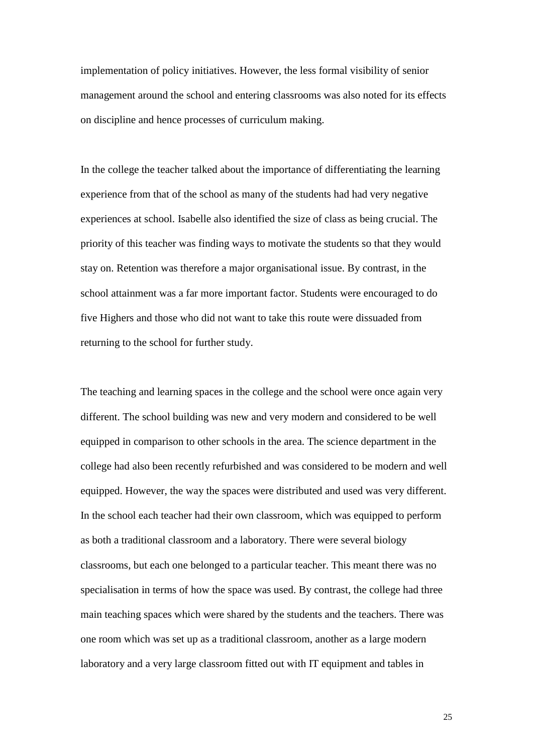implementation of policy initiatives. However, the less formal visibility of senior management around the school and entering classrooms was also noted for its effects on discipline and hence processes of curriculum making.

In the college the teacher talked about the importance of differentiating the learning experience from that of the school as many of the students had had very negative experiences at school. Isabelle also identified the size of class as being crucial. The priority of this teacher was finding ways to motivate the students so that they would stay on. Retention was therefore a major organisational issue. By contrast, in the school attainment was a far more important factor. Students were encouraged to do five Highers and those who did not want to take this route were dissuaded from returning to the school for further study.

The teaching and learning spaces in the college and the school were once again very different. The school building was new and very modern and considered to be well equipped in comparison to other schools in the area. The science department in the college had also been recently refurbished and was considered to be modern and well equipped. However, the way the spaces were distributed and used was very different. In the school each teacher had their own classroom, which was equipped to perform as both a traditional classroom and a laboratory. There were several biology classrooms, but each one belonged to a particular teacher. This meant there was no specialisation in terms of how the space was used. By contrast, the college had three main teaching spaces which were shared by the students and the teachers. There was one room which was set up as a traditional classroom, another as a large modern laboratory and a very large classroom fitted out with IT equipment and tables in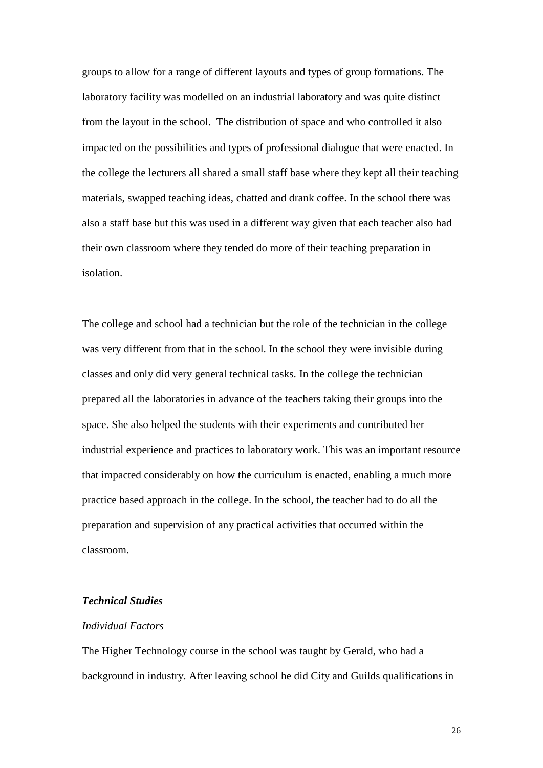groups to allow for a range of different layouts and types of group formations. The laboratory facility was modelled on an industrial laboratory and was quite distinct from the layout in the school.  The distribution of space and who controlled it also impacted on the possibilities and types of professional dialogue that were enacted. In the college the lecturers all shared a small staff base where they kept all their teaching materials, swapped teaching ideas, chatted and drank coffee. In the school there was also a staff base but this was used in a different way given that each teacher also had their own classroom where they tended do more of their teaching preparation in isolation.

The college and school had a technician but the role of the technician in the college was very different from that in the school. In the school they were invisible during classes and only did very general technical tasks. In the college the technician prepared all the laboratories in advance of the teachers taking their groups into the space. She also helped the students with their experiments and contributed her industrial experience and practices to laboratory work. This was an important resource that impacted considerably on how the curriculum is enacted, enabling a much more practice based approach in the college. In the school, the teacher had to do all the preparation and supervision of any practical activities that occurred within the classroom.

### *Technical Studies*

#### *Individual Factors*

The Higher Technology course in the school was taught by Gerald, who had a background in industry. After leaving school he did City and Guilds qualifications in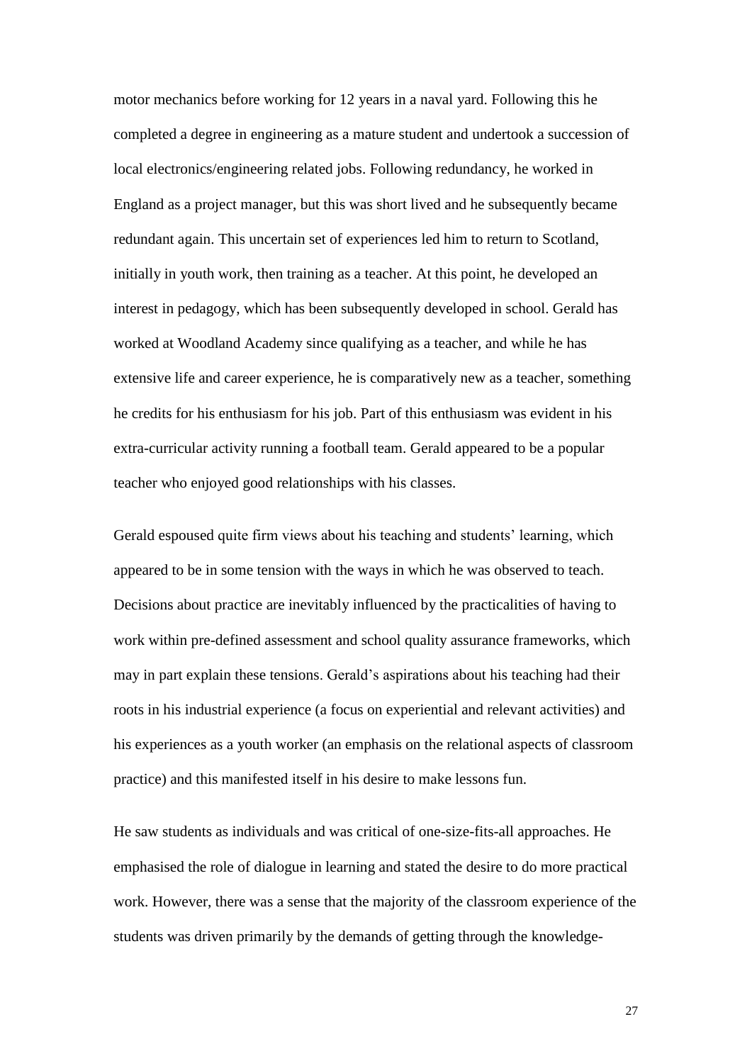motor mechanics before working for 12 years in a naval yard. Following this he completed a degree in engineering as a mature student and undertook a succession of local electronics/engineering related jobs. Following redundancy, he worked in England as a project manager, but this was short lived and he subsequently became redundant again. This uncertain set of experiences led him to return to Scotland, initially in youth work, then training as a teacher. At this point, he developed an interest in pedagogy, which has been subsequently developed in school. Gerald has worked at Woodland Academy since qualifying as a teacher, and while he has extensive life and career experience, he is comparatively new as a teacher, something he credits for his enthusiasm for his job. Part of this enthusiasm was evident in his extra-curricular activity running a football team. Gerald appeared to be a popular teacher who enjoyed good relationships with his classes.

Gerald espoused quite firm views about his teaching and students' learning, which appeared to be in some tension with the ways in which he was observed to teach. Decisions about practice are inevitably influenced by the practicalities of having to work within pre-defined assessment and school quality assurance frameworks, which may in part explain these tensions. Gerald's aspirations about his teaching had their roots in his industrial experience (a focus on experiential and relevant activities) and his experiences as a youth worker (an emphasis on the relational aspects of classroom practice) and this manifested itself in his desire to make lessons fun.

He saw students as individuals and was critical of one-size-fits-all approaches. He emphasised the role of dialogue in learning and stated the desire to do more practical work. However, there was a sense that the majority of the classroom experience of the students was driven primarily by the demands of getting through the knowledge-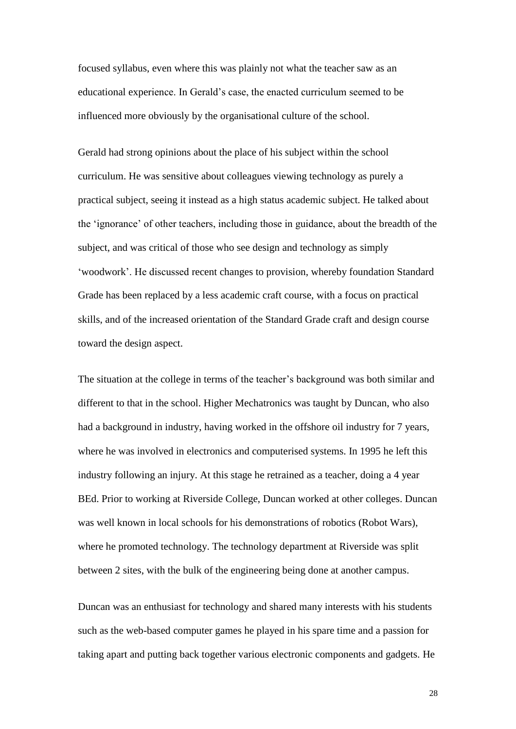focused syllabus, even where this was plainly not what the teacher saw as an educational experience. In Gerald's case, the enacted curriculum seemed to be influenced more obviously by the organisational culture of the school.

Gerald had strong opinions about the place of his subject within the school curriculum. He was sensitive about colleagues viewing technology as purely a practical subject, seeing it instead as a high status academic subject. He talked about the 'ignorance' of other teachers, including those in guidance, about the breadth of the subject, and was critical of those who see design and technology as simply 'woodwork'. He discussed recent changes to provision, whereby foundation Standard Grade has been replaced by a less academic craft course, with a focus on practical skills, and of the increased orientation of the Standard Grade craft and design course toward the design aspect.

The situation at the college in terms of the teacher's background was both similar and different to that in the school. Higher Mechatronics was taught by Duncan, who also had a background in industry, having worked in the offshore oil industry for 7 years, where he was involved in electronics and computerised systems. In 1995 he left this industry following an injury. At this stage he retrained as a teacher, doing a 4 year BEd. Prior to working at Riverside College, Duncan worked at other colleges. Duncan was well known in local schools for his demonstrations of robotics (Robot Wars), where he promoted technology. The technology department at Riverside was split between 2 sites, with the bulk of the engineering being done at another campus.

Duncan was an enthusiast for technology and shared many interests with his students such as the web-based computer games he played in his spare time and a passion for taking apart and putting back together various electronic components and gadgets. He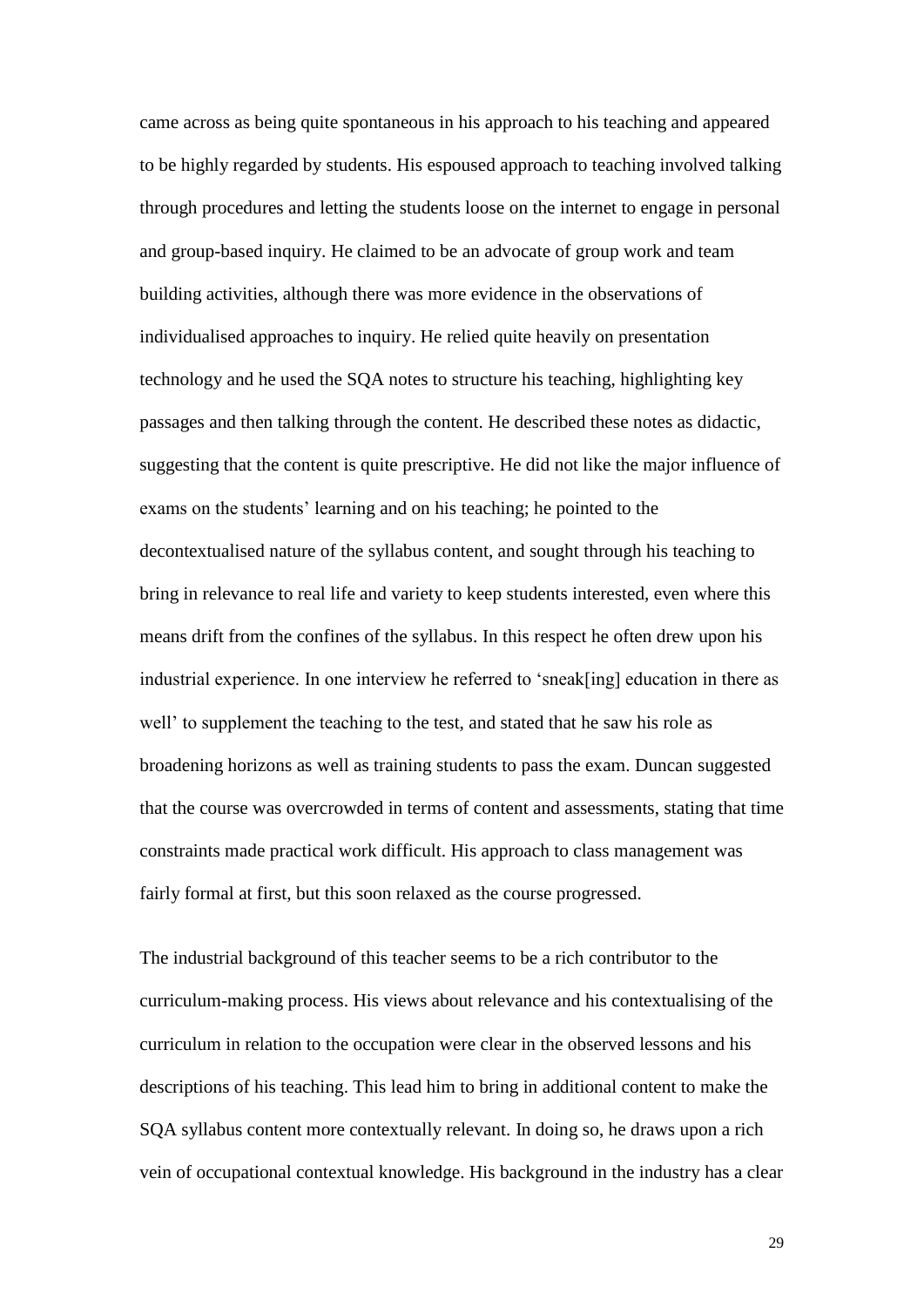came across as being quite spontaneous in his approach to his teaching and appeared to be highly regarded by students. His espoused approach to teaching involved talking through procedures and letting the students loose on the internet to engage in personal and group-based inquiry. He claimed to be an advocate of group work and team building activities, although there was more evidence in the observations of individualised approaches to inquiry. He relied quite heavily on presentation technology and he used the SQA notes to structure his teaching, highlighting key passages and then talking through the content. He described these notes as didactic, suggesting that the content is quite prescriptive. He did not like the major influence of exams on the students' learning and on his teaching; he pointed to the decontextualised nature of the syllabus content, and sought through his teaching to bring in relevance to real life and variety to keep students interested, even where this means drift from the confines of the syllabus. In this respect he often drew upon his industrial experience. In one interview he referred to 'sneak[ing] education in there as well' to supplement the teaching to the test, and stated that he saw his role as broadening horizons as well as training students to pass the exam. Duncan suggested that the course was overcrowded in terms of content and assessments, stating that time constraints made practical work difficult. His approach to class management was fairly formal at first, but this soon relaxed as the course progressed.

The industrial background of this teacher seems to be a rich contributor to the curriculum-making process. His views about relevance and his contextualising of the curriculum in relation to the occupation were clear in the observed lessons and his descriptions of his teaching. This lead him to bring in additional content to make the SQA syllabus content more contextually relevant. In doing so, he draws upon a rich vein of occupational contextual knowledge. His background in the industry has a clear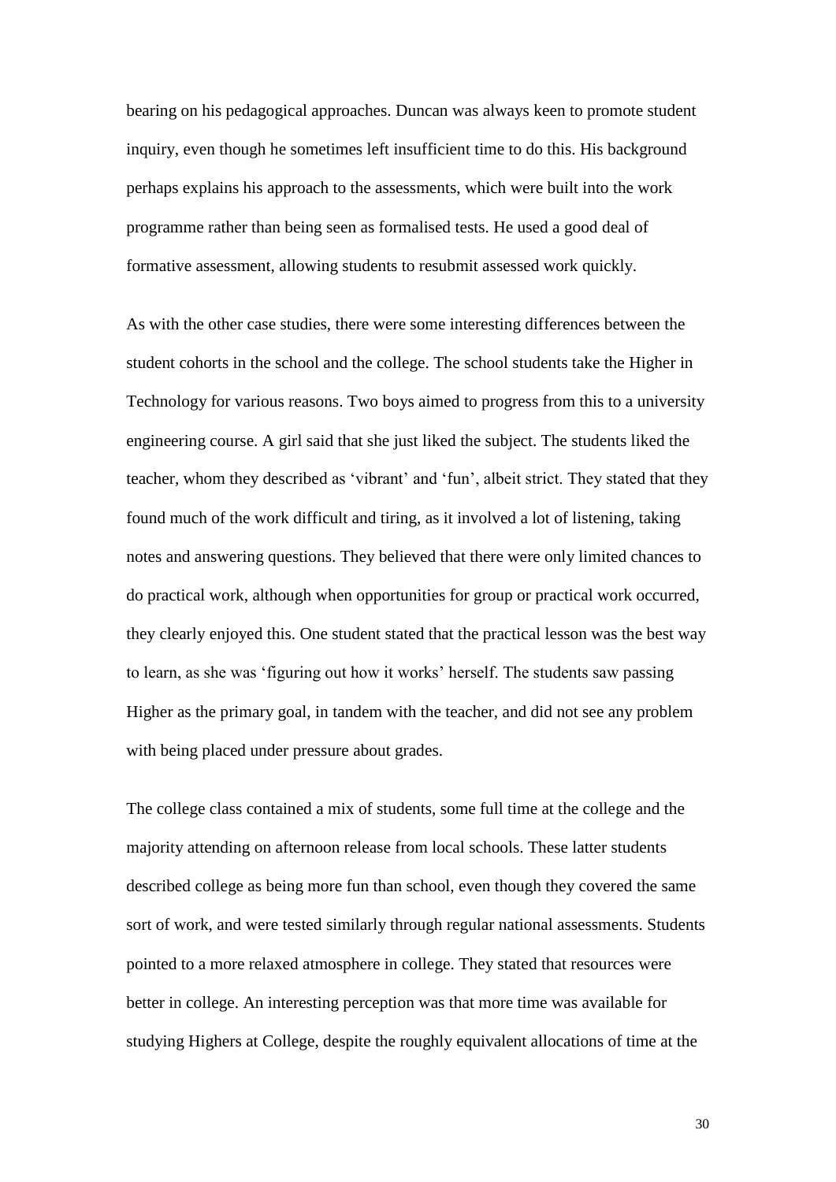bearing on his pedagogical approaches. Duncan was always keen to promote student inquiry, even though he sometimes left insufficient time to do this. His background perhaps explains his approach to the assessments, which were built into the work programme rather than being seen as formalised tests. He used a good deal of formative assessment, allowing students to resubmit assessed work quickly.

As with the other case studies, there were some interesting differences between the student cohorts in the school and the college. The school students take the Higher in Technology for various reasons. Two boys aimed to progress from this to a university engineering course. A girl said that she just liked the subject. The students liked the teacher, whom they described as 'vibrant' and 'fun', albeit strict. They stated that they found much of the work difficult and tiring, as it involved a lot of listening, taking notes and answering questions. They believed that there were only limited chances to do practical work, although when opportunities for group or practical work occurred, they clearly enjoyed this. One student stated that the practical lesson was the best way to learn, as she was 'figuring out how it works' herself. The students saw passing Higher as the primary goal, in tandem with the teacher, and did not see any problem with being placed under pressure about grades.

The college class contained a mix of students, some full time at the college and the majority attending on afternoon release from local schools. These latter students described college as being more fun than school, even though they covered the same sort of work, and were tested similarly through regular national assessments. Students pointed to a more relaxed atmosphere in college. They stated that resources were better in college. An interesting perception was that more time was available for studying Highers at College, despite the roughly equivalent allocations of time at the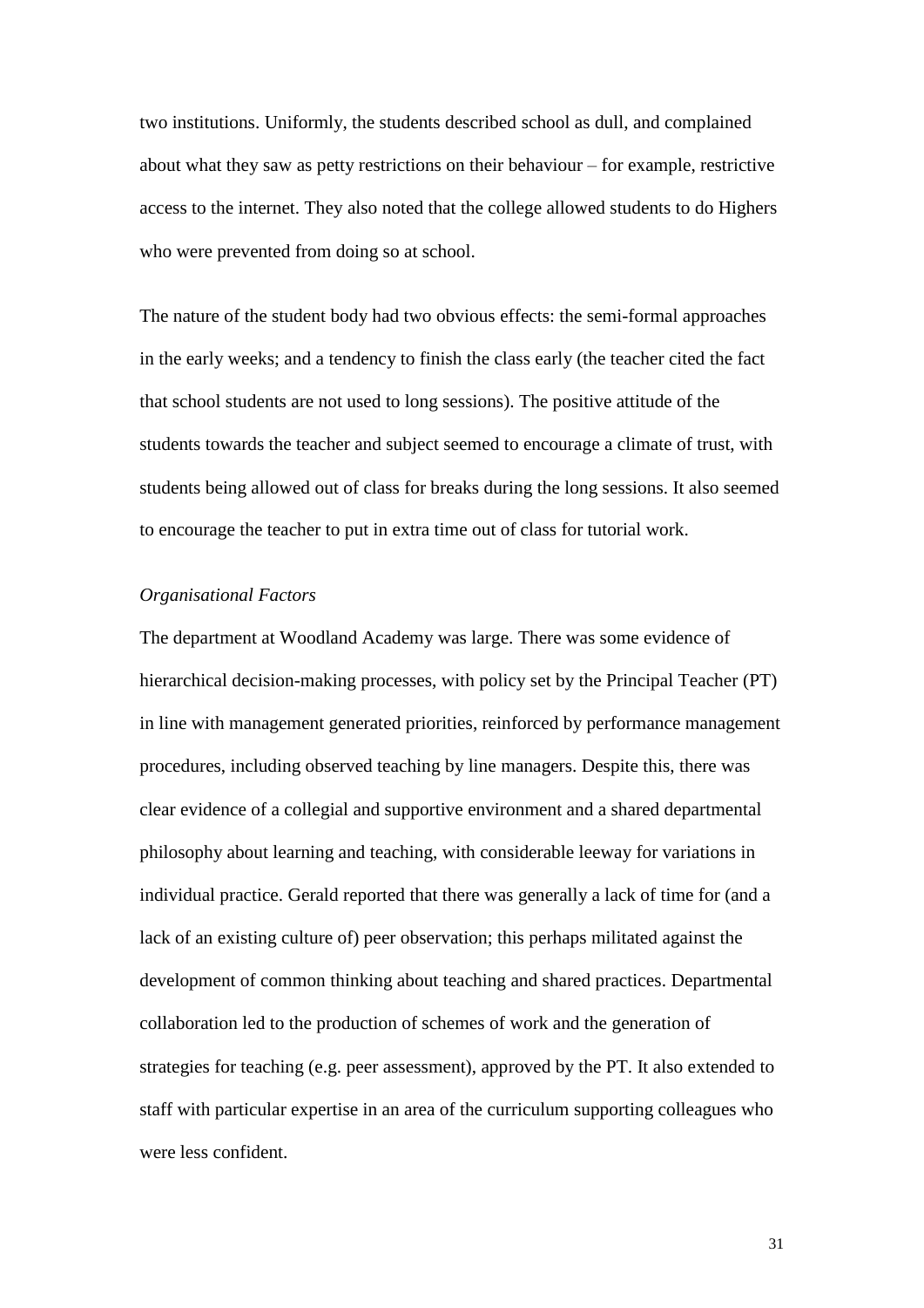two institutions. Uniformly, the students described school as dull, and complained about what they saw as petty restrictions on their behaviour – for example, restrictive access to the internet. They also noted that the college allowed students to do Highers who were prevented from doing so at school.

The nature of the student body had two obvious effects: the semi-formal approaches in the early weeks; and a tendency to finish the class early (the teacher cited the fact that school students are not used to long sessions). The positive attitude of the students towards the teacher and subject seemed to encourage a climate of trust, with students being allowed out of class for breaks during the long sessions. It also seemed to encourage the teacher to put in extra time out of class for tutorial work.

*Organisational Factors*

The department at Woodland Academy was large. There was some evidence of hierarchical decision-making processes, with policy set by the Principal Teacher (PT) in line with management generated priorities, reinforced by performance management procedures, including observed teaching by line managers. Despite this, there was clear evidence of a collegial and supportive environment and a shared departmental philosophy about learning and teaching, with considerable leeway for variations in individual practice. Gerald reported that there was generally a lack of time for (and a lack of an existing culture of) peer observation; this perhaps militated against the development of common thinking about teaching and shared practices. Departmental collaboration led to the production of schemes of work and the generation of strategies for teaching (e.g. peer assessment), approved by the PT. It also extended to staff with particular expertise in an area of the curriculum supporting colleagues who were less confident.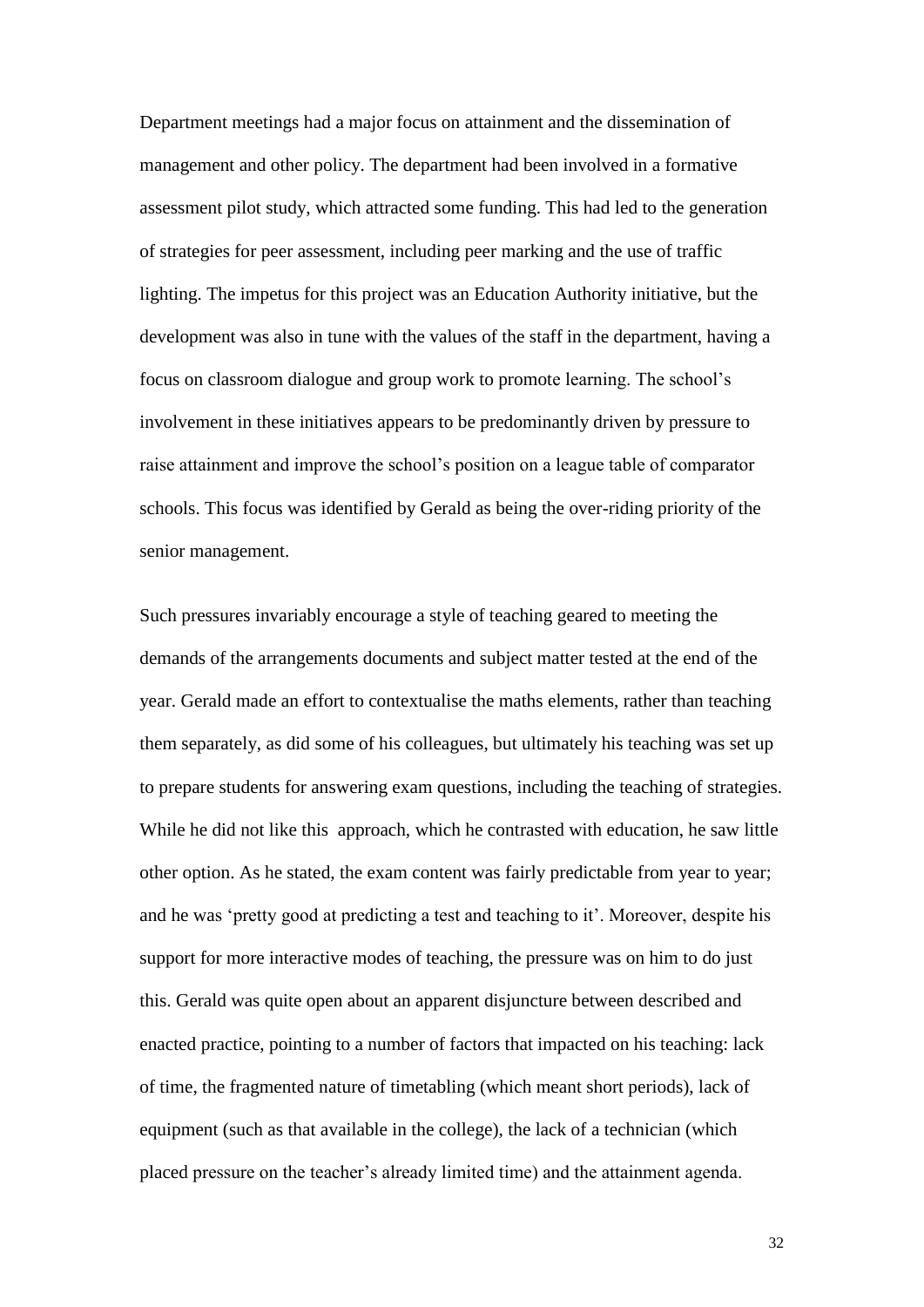Department meetings had a major focus on attainment and the dissemination of management and other policy. The department had been involved in a formative assessment pilot study, which attracted some funding. This had led to the generation of strategies for peer assessment, including peer marking and the use of traffic lighting. The impetus for this project was an Education Authority initiative, but the development was also in tune with the values of the staff in the department, having a focus on classroom dialogue and group work to promote learning. The school's involvement in these initiatives appears to be predominantly driven by pressure to raise attainment and improve the school's position on a league table of comparator schools. This focus was identified by Gerald as being the over-riding priority of the senior management.

Such pressures invariably encourage a style of teaching geared to meeting the demands of the arrangements documents and subject matter tested at the end of the year. Gerald made an effort to contextualise the maths elements, rather than teaching them separately, as did some of his colleagues, but ultimately his teaching was set up to prepare students for answering exam questions, including the teaching of strategies. While he did not like this approach, which he contrasted with education, he saw little other option. As he stated, the exam content was fairly predictable from year to year; and he was 'pretty good at predicting a test and teaching to it'. Moreover, despite his support for more interactive modes of teaching, the pressure was on him to do just this. Gerald was quite open about an apparent disjuncture between described and enacted practice, pointing to a number of factors that impacted on his teaching: lack of time, the fragmented nature of timetabling (which meant short periods), lack of equipment (such as that available in the college), the lack of a technician (which placed pressure on the teacher's already limited time) and the attainment agenda.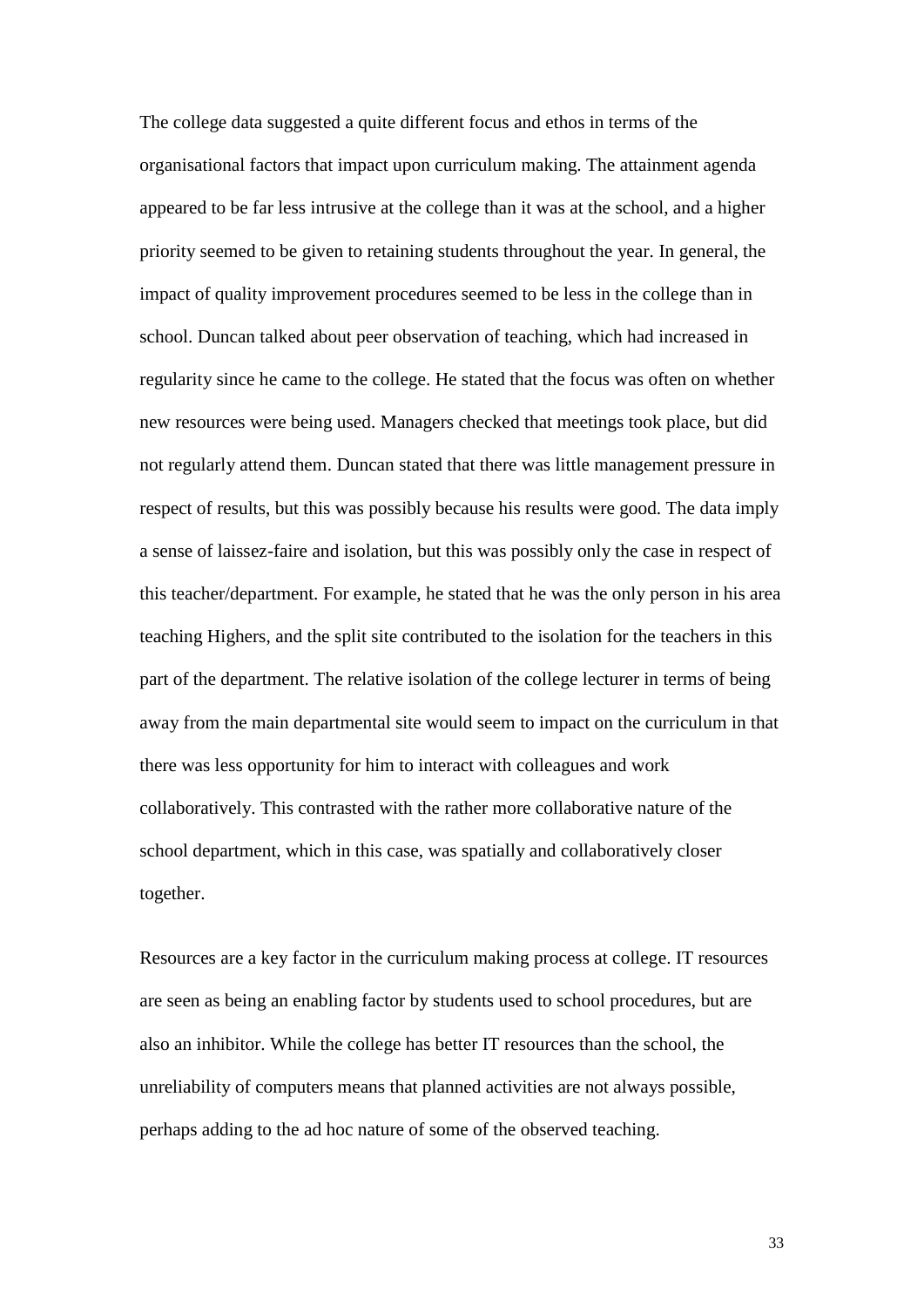The college data suggested a quite different focus and ethos in terms of the organisational factors that impact upon curriculum making. The attainment agenda appeared to be far less intrusive at the college than it was at the school, and a higher priority seemed to be given to retaining students throughout the year. In general, the impact of quality improvement procedures seemed to be less in the college than in school. Duncan talked about peer observation of teaching, which had increased in regularity since he came to the college. He stated that the focus was often on whether new resources were being used. Managers checked that meetings took place, but did not regularly attend them. Duncan stated that there was little management pressure in respect of results, but this was possibly because his results were good. The data imply a sense of laissez-faire and isolation, but this was possibly only the case in respect of this teacher/department. For example, he stated that he was the only person in his area teaching Highers, and the split site contributed to the isolation for the teachers in this part of the department. The relative isolation of the college lecturer in terms of being away from the main departmental site would seem to impact on the curriculum in that there was less opportunity for him to interact with colleagues and work collaboratively. This contrasted with the rather more collaborative nature of the school department, which in this case, was spatially and collaboratively closer together.

Resources are a key factor in the curriculum making process at college. IT resources are seen as being an enabling factor by students used to school procedures, but are also an inhibitor. While the college has better IT resources than the school, the unreliability of computers means that planned activities are not always possible, perhaps adding to the ad hoc nature of some of the observed teaching.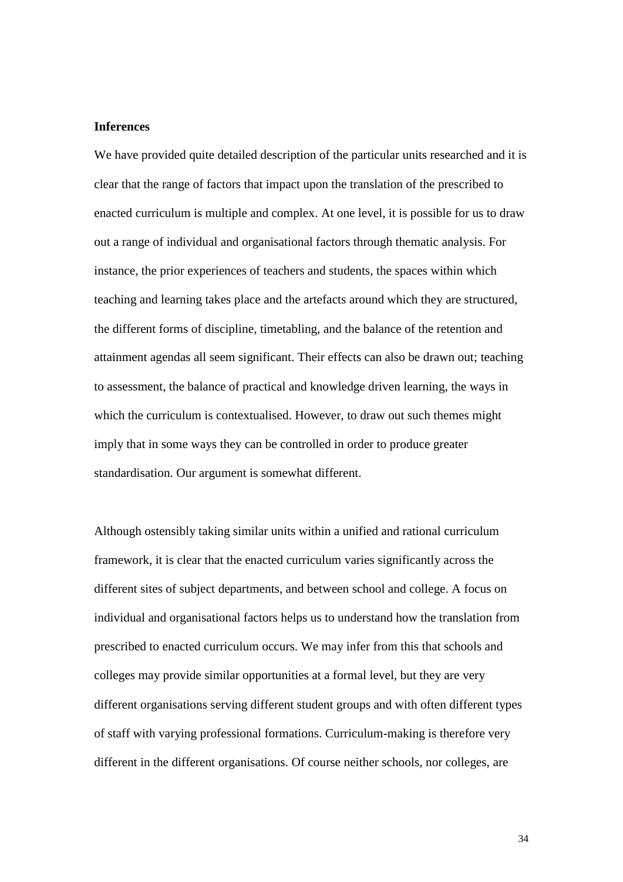**Inferences**

We have provided quite detailed description of the particular units researched and it is clear that the range of factors that impact upon the translation of the prescribed to enacted curriculum is multiple and complex. At one level, it is possible for us to draw out a range of individual and organisational factors through thematic analysis. For instance, the prior experiences of teachers and students, the spaces within which teaching and learning takes place and the artefacts around which they are structured, the different forms of discipline, timetabling, and the balance of the retention and attainment agendas all seem significant. Their effects can also be drawn out; teaching to assessment, the balance of practical and knowledge driven learning, the ways in which the curriculum is contextualised. However, to draw out such themes might imply that in some ways they can be controlled in order to produce greater standardisation. Our argument is somewhat different.

Although ostensibly taking similar units within a unified and rational curriculum framework, it is clear that the enacted curriculum varies significantly across the different sites of subject departments, and between school and college. A focus on individual and organisational factors helps us to understand how the translation from prescribed to enacted curriculum occurs. We may infer from this that schools and colleges may provide similar opportunities at a formal level, but they are very different organisations serving different student groups and with often different types of staff with varying professional formations. Curriculum-making is therefore very different in the different organisations. Of course neither schools, nor colleges, are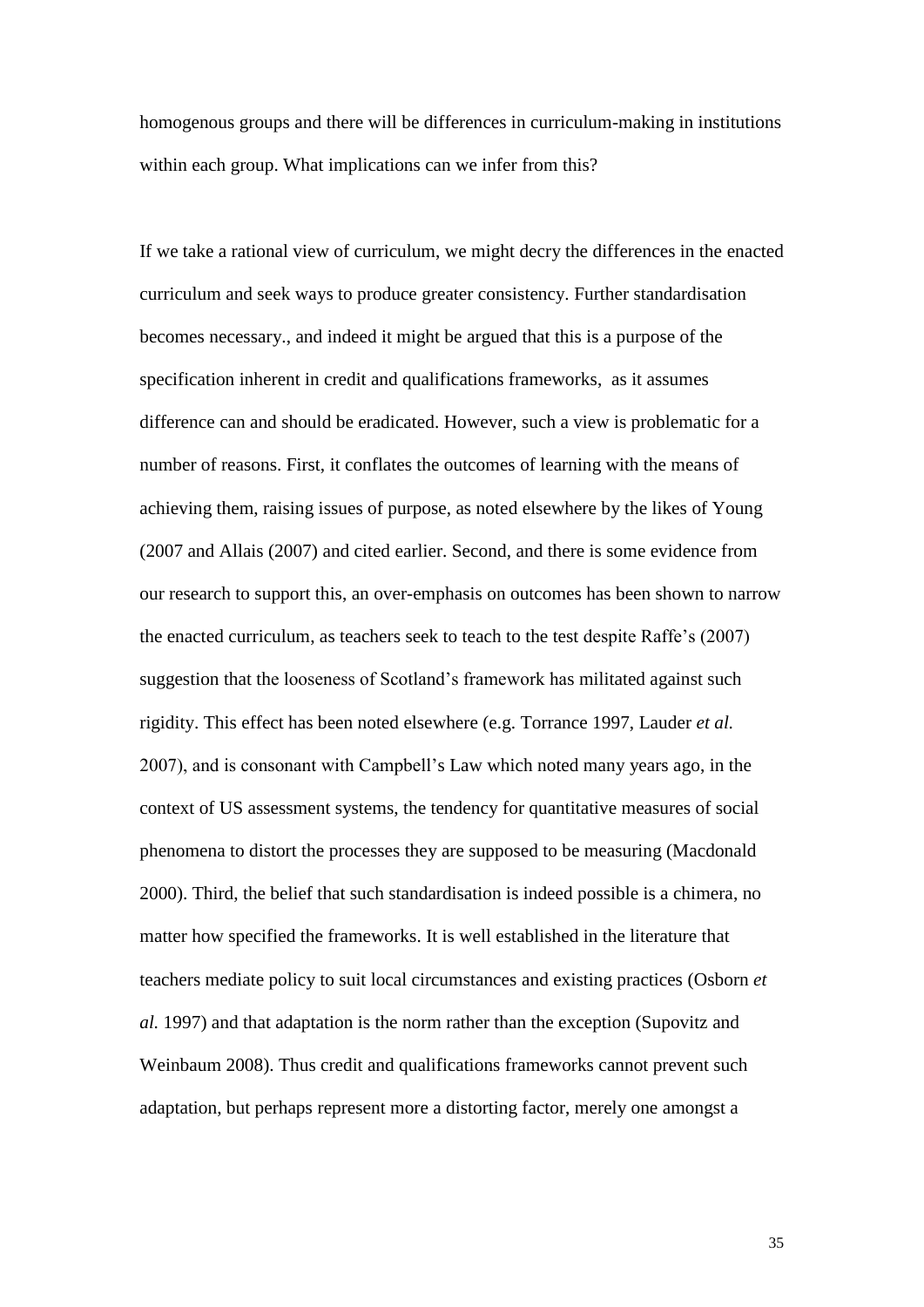homogenous groups and there will be differences in curriculum-making in institutions within each group. What implications can we infer from this?

If we take a rational view of curriculum, we might decry the differences in the enacted curriculum and seek ways to produce greater consistency. Further standardisation becomes necessary., and indeed it might be argued that this is a purpose of the specification inherent in credit and qualifications frameworks, as it assumes difference can and should be eradicated. However, such a view is problematic for a number of reasons. First, it conflates the outcomes of learning with the means of achieving them, raising issues of purpose, as noted elsewhere by the likes of Young (2007 and Allais (2007) and cited earlier. Second, and there is some evidence from our research to support this, an over-emphasis on outcomes has been shown to narrow the enacted curriculum, as teachers seek to teach to the test despite Raffe's (2007) suggestion that the looseness of Scotland's framework has militated against such rigidity. This effect has been noted elsewhere (e.g. Torrance 1997, Lauder *et al.* 2007), and is consonant with Campbell's Law which noted many years ago, in the context of US assessment systems, the tendency for quantitative measures of social phenomena to distort the processes they are supposed to be measuring (Macdonald 2000). Third, the belief that such standardisation is indeed possible is a chimera, no matter how specified the frameworks. It is well established in the literature that teachers mediate policy to suit local circumstances and existing practices (Osborn *et al.* 1997) and that adaptation is the norm rather than the exception (Supovitz and Weinbaum 2008). Thus credit and qualifications frameworks cannot prevent such adaptation, but perhaps represent more a distorting factor, merely one amongst a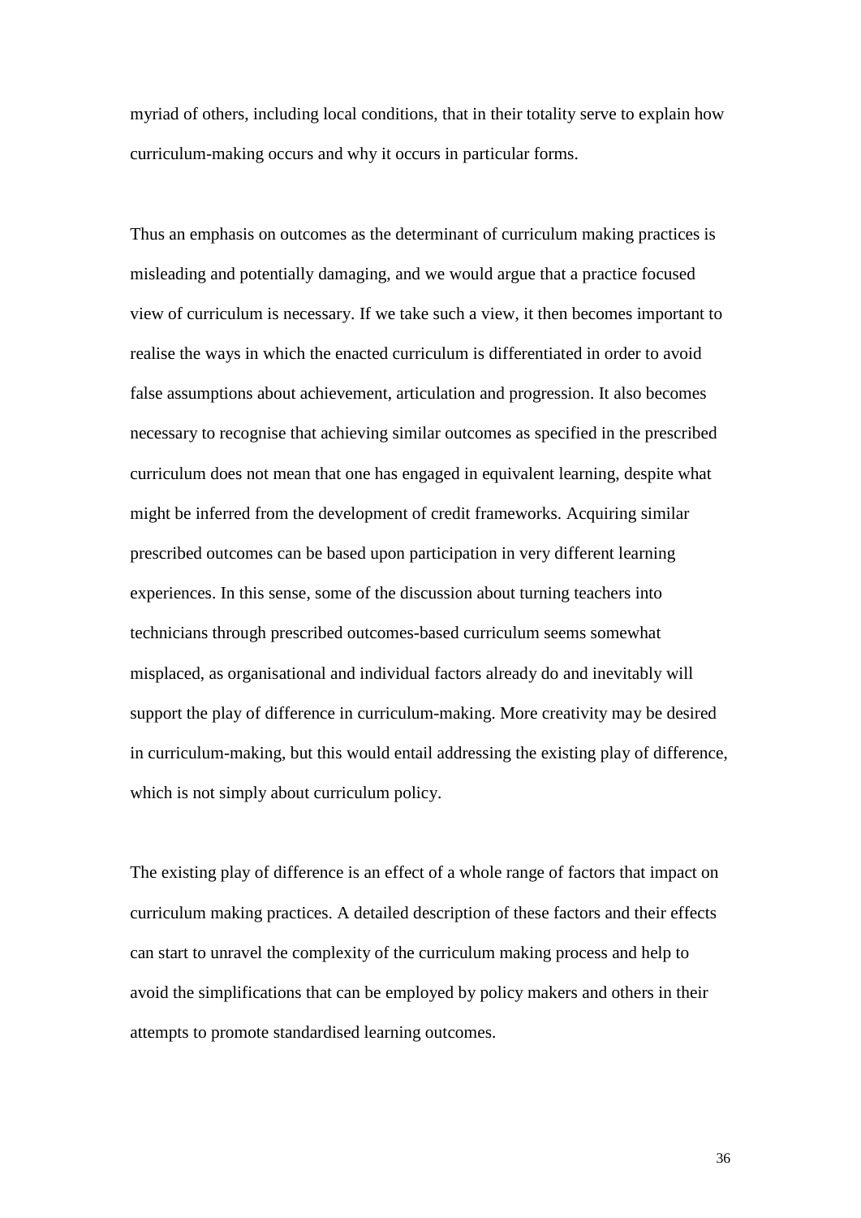myriad of others, including local conditions, that in their totality serve to explain how curriculum-making occurs and why it occurs in particular forms.

Thus an emphasis on outcomes as the determinant of curriculum making practices is misleading and potentially damaging, and we would argue that a practice focused view of curriculum is necessary. If we take such a view, it then becomes important to realise the ways in which the enacted curriculum is differentiated in order to avoid false assumptions about achievement, articulation and progression. It also becomes necessary to recognise that achieving similar outcomes as specified in the prescribed curriculum does not mean that one has engaged in equivalent learning, despite what might be inferred from the development of credit frameworks. Acquiring similar prescribed outcomes can be based upon participation in very different learning experiences. In this sense, some of the discussion about turning teachers into technicians through prescribed outcomes-based curriculum seems somewhat misplaced, as organisational and individual factors already do and inevitably will support the play of difference in curriculum-making. More creativity may be desired in curriculum-making, but this would entail addressing the existing play of difference, which is not simply about curriculum policy.

The existing play of difference is an effect of a whole range of factors that impact on curriculum making practices. A detailed description of these factors and their effects can start to unravel the complexity of the curriculum making process and help to avoid the simplifications that can be employed by policy makers and others in their attempts to promote standardised learning outcomes.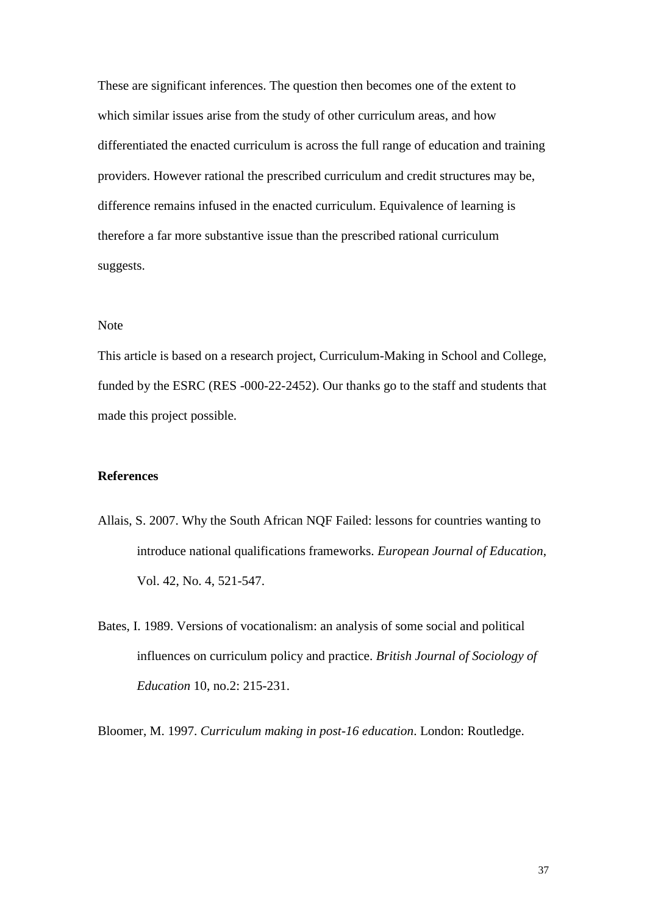These are significant inferences. The question then becomes one of the extent to which similar issues arise from the study of other curriculum areas, and how differentiated the enacted curriculum is across the full range of education and training providers. However rational the prescribed curriculum and credit structures may be, difference remains infused in the enacted curriculum. Equivalence of learning is therefore a far more substantive issue than the prescribed rational curriculum suggests.

Note

This article is based on a research project, Curriculum-Making in School and College, funded by the ESRC (RES -000-22-2452). Our thanks go to the staff and students that made this project possible.

**References**

Allais, S. 2007. Why the South African NQF Failed: lessons for countries wanting to introduce national qualifications frameworks. *European Journal of Education*, Vol. 42, No. 4, 521-547.

Bates, I. 1989. Versions of vocationalism: an analysis of some social and political influences on curriculum policy and practice. *British Journal of Sociology of Education* 10, no.2: 215-231.

Bloomer, M. 1997. *Curriculum making in post-16 education*. London: Routledge.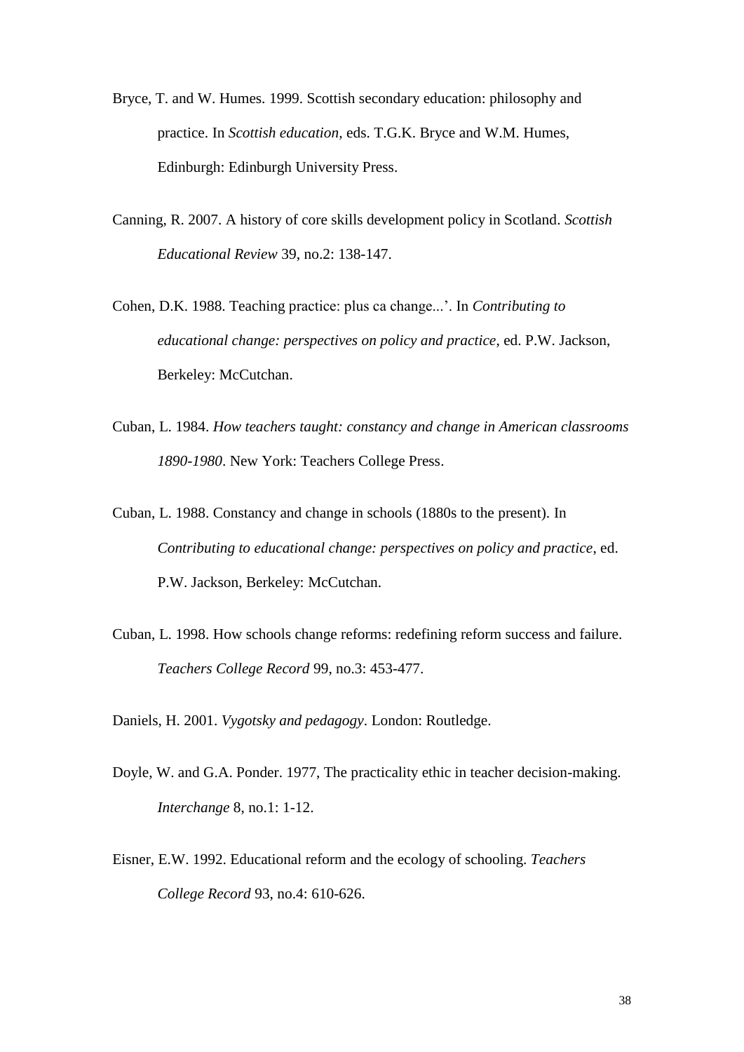Bryce, T. and W. Humes. 1999. Scottish secondary education: philosophy and practice. In *Scottish education*, eds. T.G.K. Bryce and W.M. Humes, Edinburgh: Edinburgh University Press.

Canning, R. 2007. A history of core skills development policy in Scotland. *Scottish Educational Review* 39, no.2: 138-147.

Cohen, D.K. 1988. Teaching practice: plus ca change...'. In *Contributing to educational change: perspectives on policy and practice*, ed. P.W. Jackson, Berkeley: McCutchan.

Cuban, L. 1984. *How teachers taught: constancy and change in American classrooms 1890-1980*. New York: Teachers College Press.

Cuban, L. 1988. Constancy and change in schools (1880s to the present). In *Contributing to educational change: perspectives on policy and practice*, ed. P.W. Jackson, Berkeley: McCutchan.

Cuban, L. 1998. How schools change reforms: redefining reform success and failure. *Teachers College Record* 99, no.3: 453-477.

Daniels, H. 2001. *Vygotsky and pedagogy*. London: Routledge.

Doyle, W. and G.A. Ponder. 1977, The practicality ethic in teacher decision-making. *Interchange* 8, no.1: 1-12.

Eisner, E.W. 1992. Educational reform and the ecology of schooling. *Teachers College Record* 93, no.4: 610-626.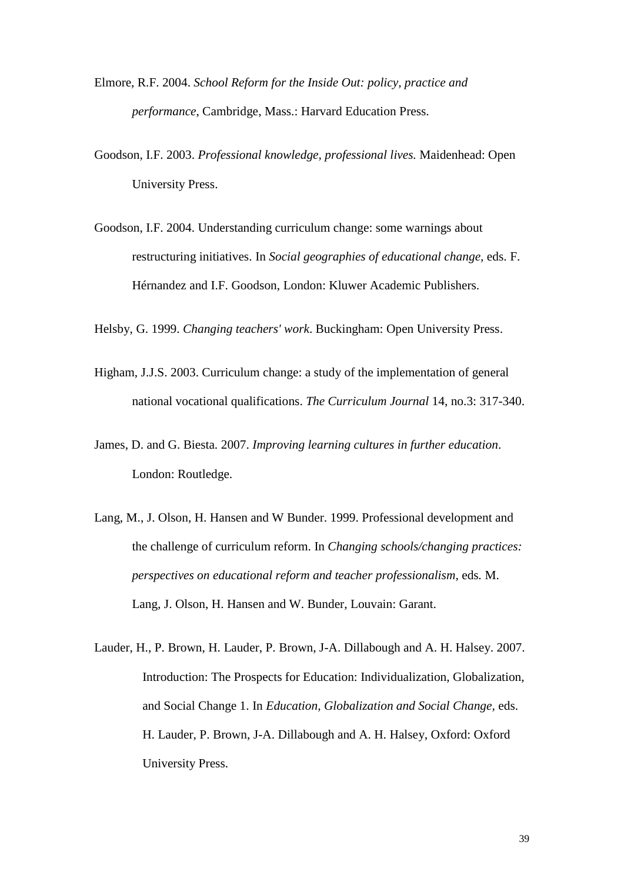Elmore, R.F. 2004. *School Reform for the Inside Out: policy, practice and performance*, Cambridge, Mass.: Harvard Education Press.

Goodson, I.F. 2003. *Professional knowledge, professional lives.* Maidenhead: Open University Press.

Goodson, I.F. 2004. Understanding curriculum change: some warnings about restructuring initiatives. In *Social geographies of educational change*, eds. F. Hérnandez and I.F. Goodson, London: Kluwer Academic Publishers.

Helsby, G. 1999. *Changing teachers' work*. Buckingham: Open University Press.

Higham, J.J.S. 2003. Curriculum change: a study of the implementation of general national vocational qualifications. *The Curriculum Journal* 14, no.3: 317-340.

James, D. and G. Biesta. 2007. *Improving learning cultures in further education*. London: Routledge.

Lang, M., J. Olson, H. Hansen and W Bunder. 1999. Professional development and the challenge of curriculum reform. In *Changing schools/changing practices: perspectives on educational reform and teacher professionalism*, eds. M. Lang, J. Olson, H. Hansen and W. Bunder, Louvain: Garant.

Lauder, H., P. Brown, H. Lauder, P. Brown, J-A. Dillabough and A. H. Halsey. 2007. Introduction: The Prospects for Education: Individualization, Globalization, and Social Change 1. In *Education, Globalization and Social Change*, eds. H. Lauder, P. Brown, J-A. Dillabough and A. H. Halsey, Oxford: Oxford University Press.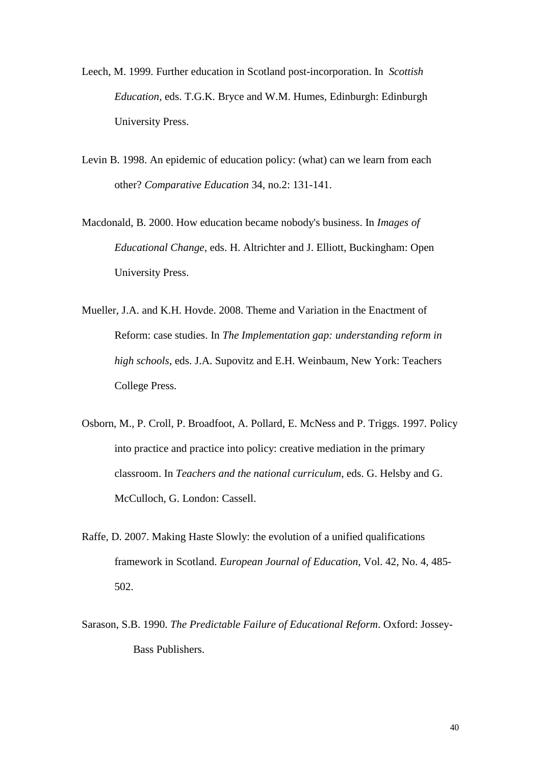Leech, M. 1999. Further education in Scotland post-incorporation. In *Scottish Education,* eds. T.G.K. Bryce and W.M. Humes, Edinburgh: Edinburgh University Press.

Levin B. 1998. An epidemic of education policy: (what) can we learn from each other? *Comparative Education* 34, no.2: 131-141.

Macdonald, B. 2000. How education became nobody's business. In *Images of Educational Change*, eds. H. Altrichter and J. Elliott, Buckingham: Open University Press.

Mueller, J.A. and K.H. Hovde. 2008. Theme and Variation in the Enactment of Reform: case studies. In *The Implementation gap: understanding reform in high schools*, eds. J.A. Supovitz and E.H. Weinbaum, New York: Teachers College Press.

Osborn, M., P. Croll, P. Broadfoot, A. Pollard, E. McNess and P. Triggs. 1997. Policy into practice and practice into policy: creative mediation in the primary classroom. In *Teachers and the national curriculum*, eds. G. Helsby and G. McCulloch, G. London: Cassell.

Raffe, D. 2007. Making Haste Slowly: the evolution of a unified qualifications framework in Scotland. *European Journal of Education*, Vol. 42, No. 4, 485-502.

Sarason, S.B. 1990. *The Predictable Failure of Educational Reform*. Oxford: Jossey-Bass Publishers.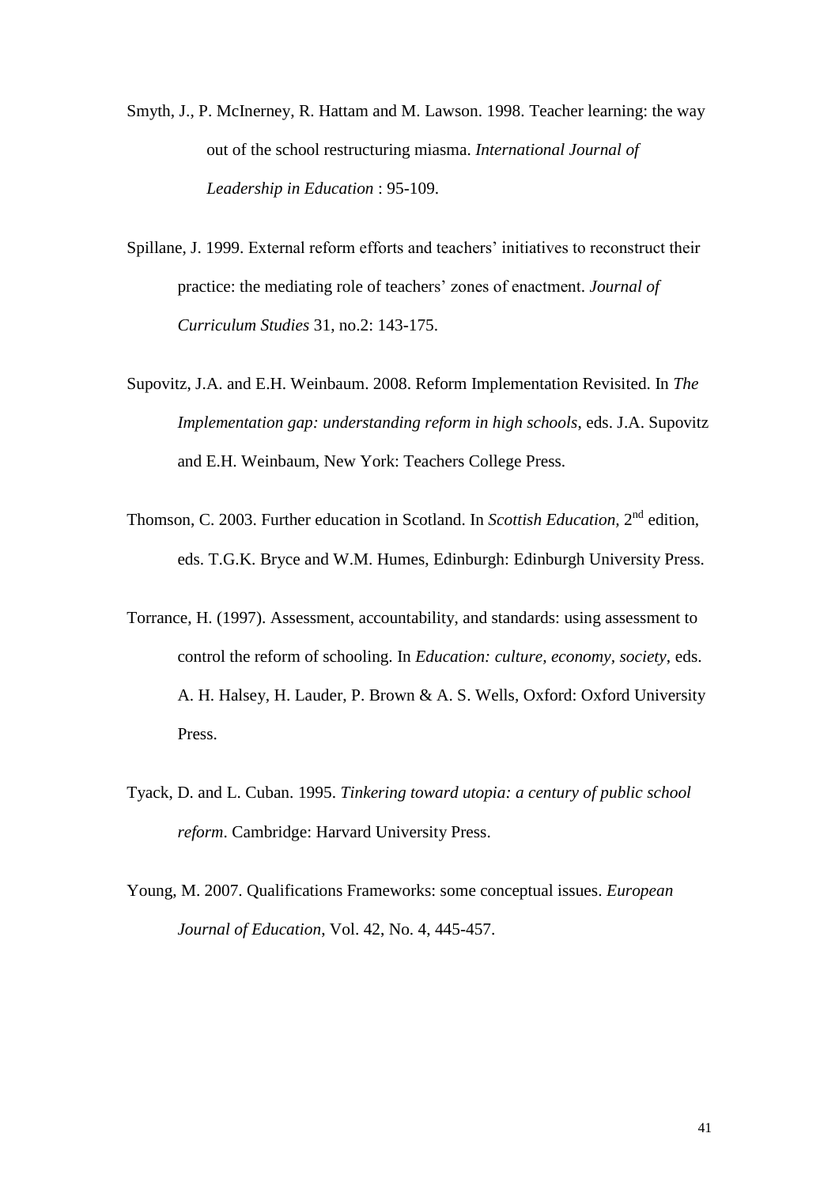Smyth, J., P. McInerney, R. Hattam and M. Lawson. 1998. Teacher learning: the way out of the school restructuring miasma. *International Journal of Leadership in Education* : 95-109.

Spillane, J. 1999. External reform efforts and teachers' initiatives to reconstruct their practice: the mediating role of teachers' zones of enactment. *Journal of Curriculum Studies* 31, no.2: 143-175.

Supovitz, J.A. and E.H. Weinbaum. 2008. Reform Implementation Revisited. In *The Implementation gap: understanding reform in high schools*, eds. J.A. Supovitz and E.H. Weinbaum, New York: Teachers College Press.

Thomson, C. 2003. Further education in Scotland. In *Scottish Education,* 2nd edition, eds. T.G.K. Bryce and W.M. Humes, Edinburgh: Edinburgh University Press.

Torrance, H. (1997). Assessment, accountability, and standards: using assessment to control the reform of schooling. In *Education: culture, economy, society*, eds. A. H. Halsey, H. Lauder, P. Brown & A. S. Wells, Oxford: Oxford University Press.

Tyack, D. and L. Cuban. 1995. *Tinkering toward utopia: a century of public school reform*. Cambridge: Harvard University Press.

Young, M. 2007. Qualifications Frameworks: some conceptual issues. *European Journal of Education*, Vol. 42, No. 4, 445-457.